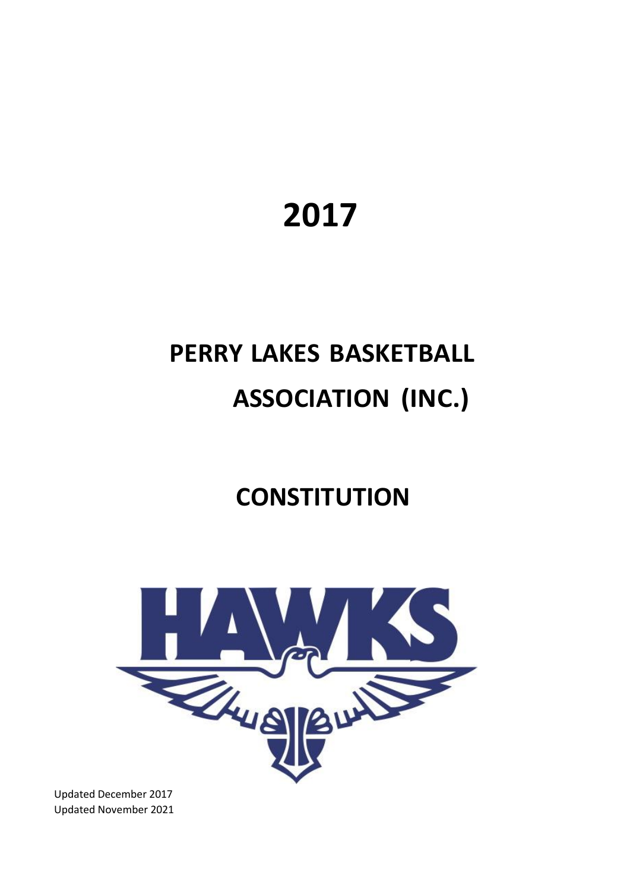# 2017

# PERRY LAKES BASKETBALL ASSOCIATION (INC.)

# CONSTITUTION

Updated December 2017
Updated November 2021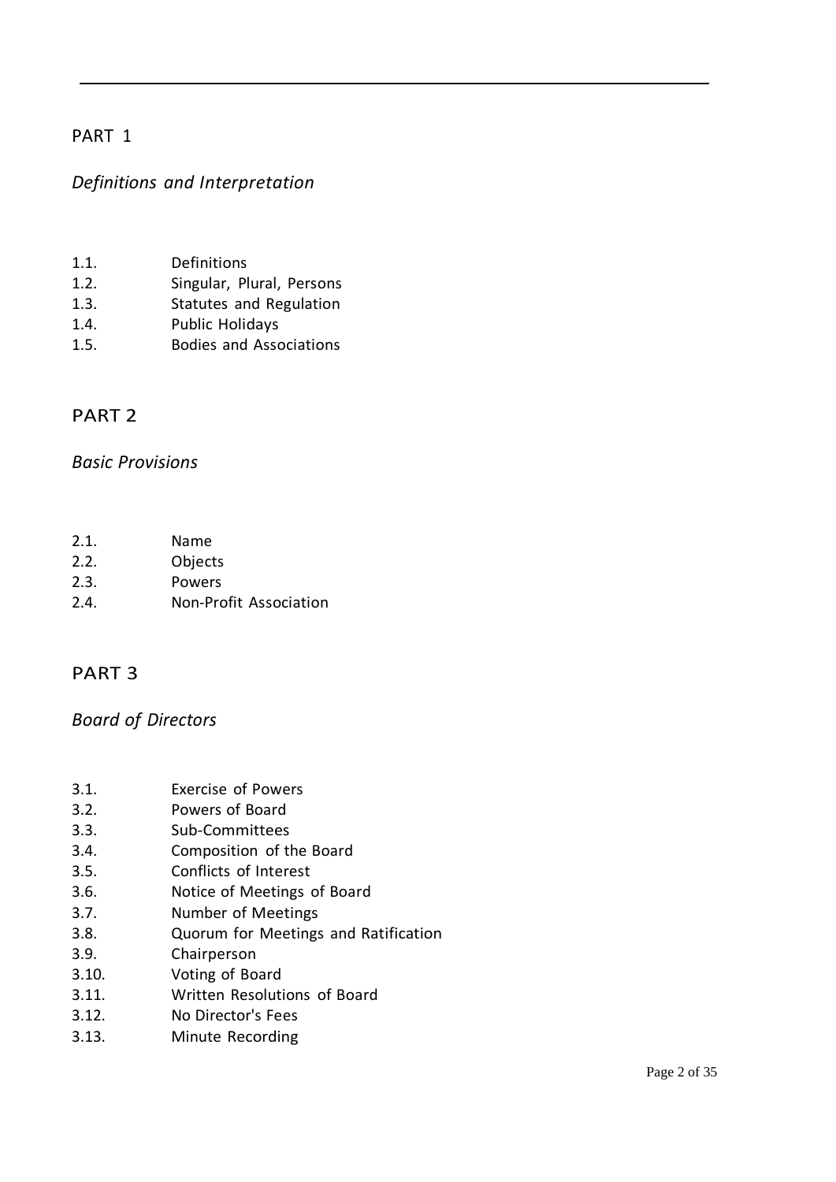## PART 1

*Definitions and Interpretation*

1.1. Definitions
1.2. Singular, Plural, Persons
1.3. Statutes and Regulation
1.4. Public Holidays
1.5. Bodies and Associations

## PART 2

*Basic Provisions*

2.1. Name
2.2. Objects
2.3. Powers
2.4. Non-Profit Association

## PART 3

*Board of Directors*

3.1. Exercise of Powers
3.2. Powers of Board
3.3. Sub-Committees
3.4. Composition of the Board
3.5. Conflicts of Interest
3.6. Notice of Meetings of Board
3.7. Number of Meetings
3.8. Quorum for Meetings and Ratification
3.9. Chairperson
3.10. Voting of Board
3.11. Written Resolutions of Board
3.12. No Director's Fees
3.13. Minute Recording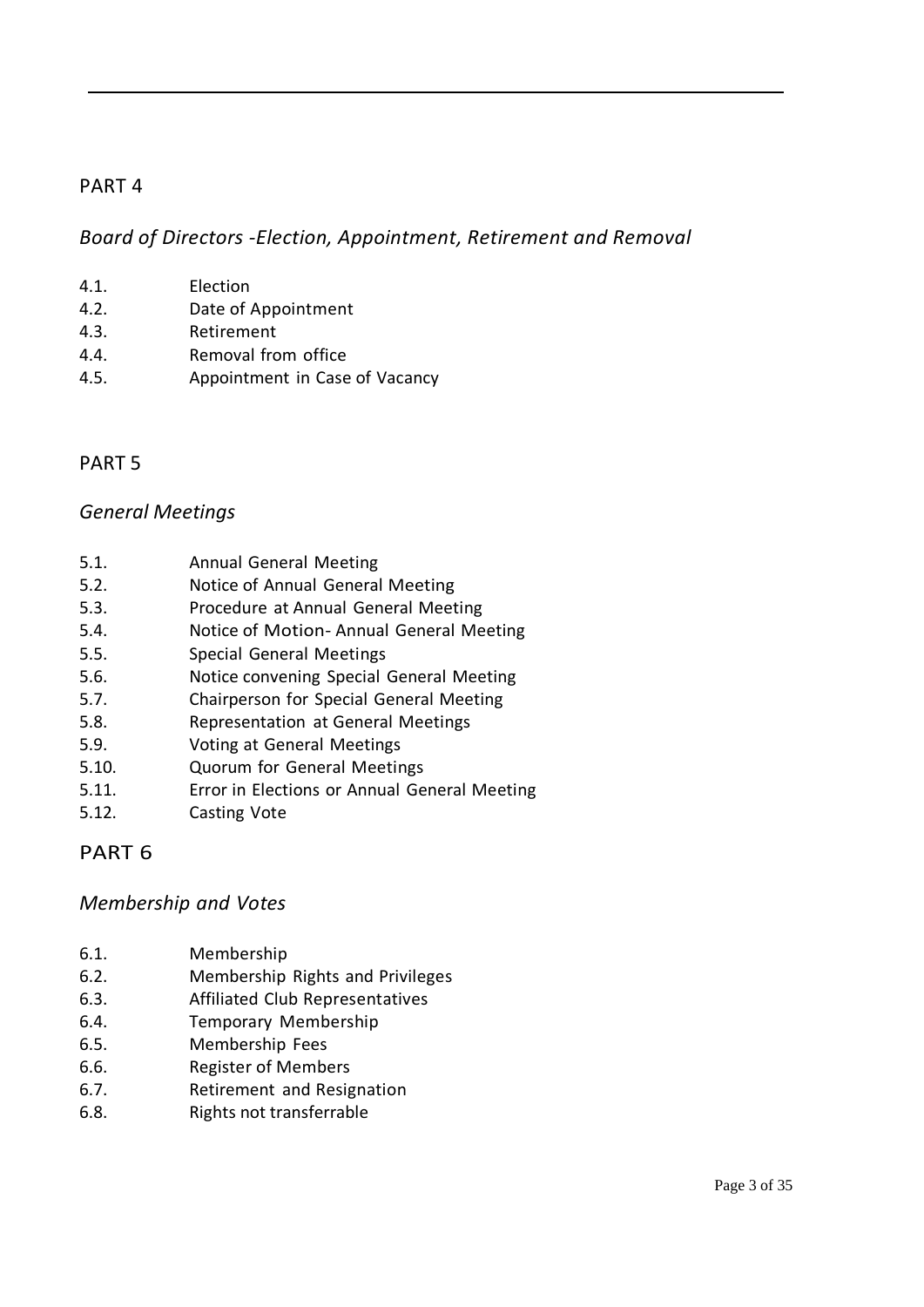## PART 4

### *Board of Directors -Election, Appointment, Retirement and Removal*

4.1. Election
4.2. Date of Appointment
4.3. Retirement
4.4. Removal from office
4.5. Appointment in Case of Vacancy

## PART 5

### *General Meetings*

5.1. Annual General Meeting
5.2. Notice of Annual General Meeting
5.3. Procedure at Annual General Meeting
5.4. Notice of Motion- Annual General Meeting
5.5. Special General Meetings
5.6. Notice convening Special General Meeting
5.7. Chairperson for Special General Meeting
5.8. Representation at General Meetings
5.9. Voting at General Meetings
5.10. Quorum for General Meetings
5.11. Error in Elections or Annual General Meeting
5.12. Casting Vote

## PART 6

### *Membership and Votes*

6.1. Membership
6.2. Membership Rights and Privileges
6.3. Affiliated Club Representatives
6.4. Temporary Membership
6.5. Membership Fees
6.6. Register of Members
6.7. Retirement and Resignation
6.8. Rights not transferrable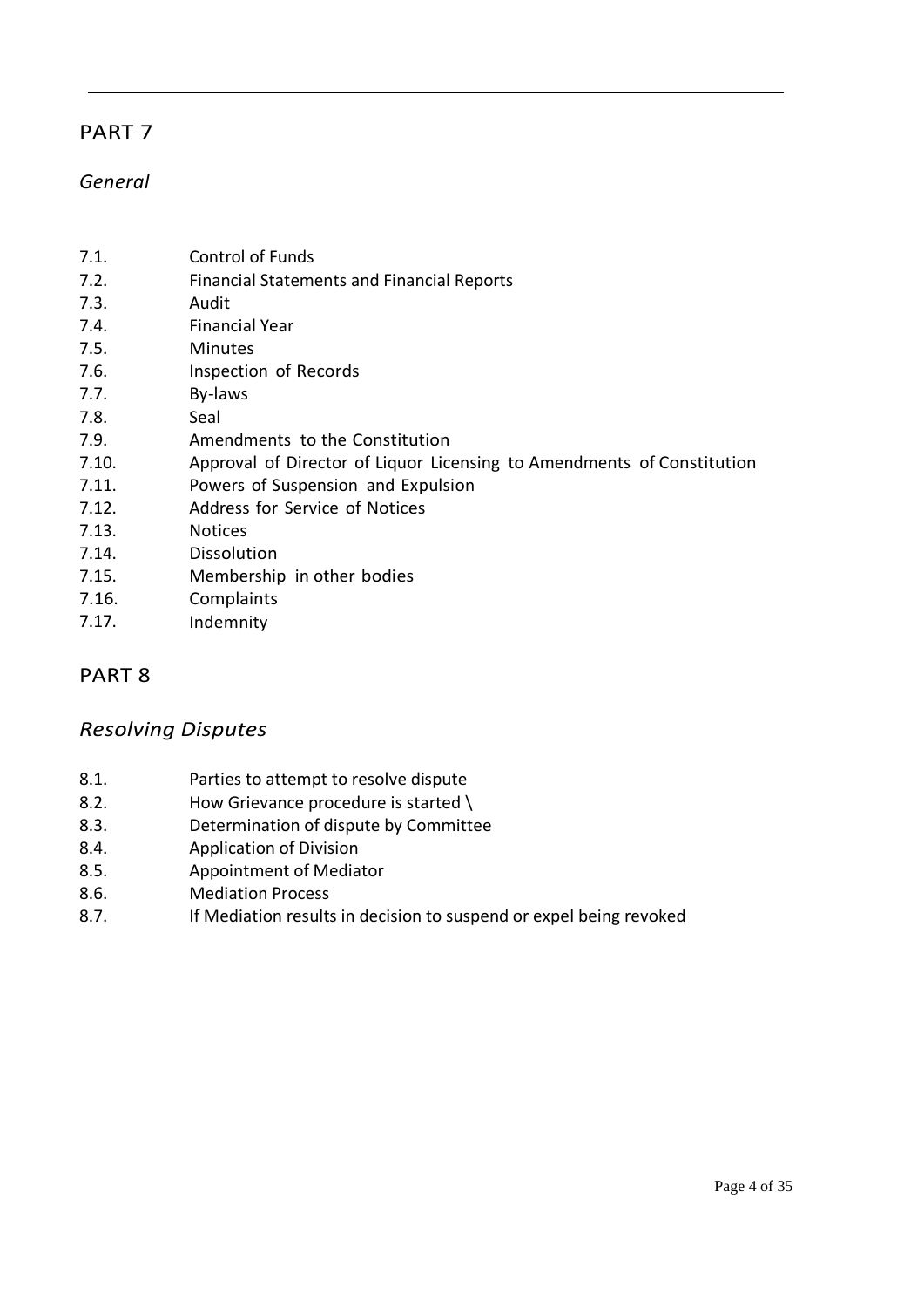## PART 7

*General*

| | |
|---|---|
| 7.1. | Control of Funds |
| 7.2. | Financial Statements and Financial Reports |
| 7.3. | Audit |
| 7.4. | Financial Year |
| 7.5. | Minutes |
| 7.6. | Inspection of Records |
| 7.7. | By-laws |
| 7.8. | Seal |
| 7.9. | Amendments to the Constitution |
| 7.10. | Approval of Director of Liquor Licensing to Amendments of Constitution |
| 7.11. | Powers of Suspension and Expulsion |
| 7.12. | Address for Service of Notices |
| 7.13. | Notices |
| 7.14. | Dissolution |
| 7.15. | Membership in other bodies |
| 7.16. | Complaints |
| 7.17. | Indemnity |

## PART 8

*Resolving Disputes*

| | |
|---|---|
| 8.1. | Parties to attempt to resolve dispute |
| 8.2. | How Grievance procedure is started \ |
| 8.3. | Determination of dispute by Committee |
| 8.4. | Application of Division |
| 8.5. | Appointment of Mediator |
| 8.6. | Mediation Process |
| 8.7. | If Mediation results in decision to suspend or expel being revoked |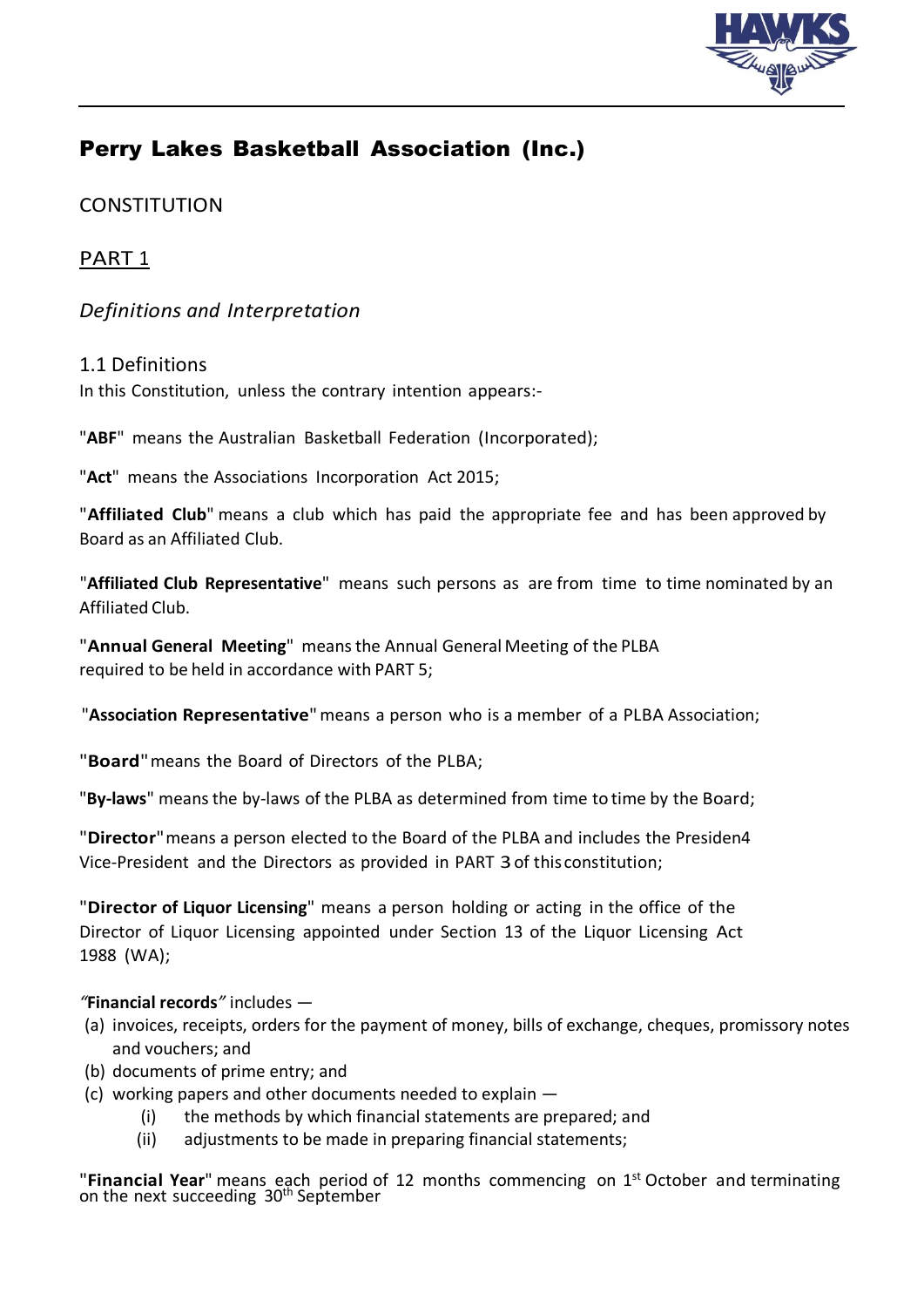# Perry Lakes Basketball Association (Inc.)

## CONSTITUTION

## PART 1

### *Definitions and Interpretation*

### 1.1 Definitions

In this Constitution, unless the contrary intention appears:-

"**ABF**" means the Australian Basketball Federation (Incorporated);

"**Act**" means the Associations Incorporation Act 2015;

"**Affiliated Club**" means a club which has paid the appropriate fee and has been approved by Board as an Affiliated Club.

"**Affiliated Club Representative**" means such persons as are from time to time nominated by an Affiliated Club.

"**Annual General Meeting**" means the Annual General Meeting of the PLBA required to be held in accordance with PART 5;

"**Association Representative**" means a person who is a member of a PLBA Association;

"**Board**" means the Board of Directors of the PLBA;

"**By-laws**" means the by-laws of the PLBA as determined from time to time by the Board;

"**Director**" means a person elected to the Board of the PLBA and includes the Presiden4 Vice-President and the Directors as provided in PART 3 of this constitution;

"**Director of Liquor Licensing**" means a person holding or acting in the office of the Director of Liquor Licensing appointed under Section 13 of the Liquor Licensing Act 1988 (WA);

*"***Financial records***"* includes —

(a) invoices, receipts, orders for the payment of money, bills of exchange, cheques, promissory notes and vouchers; and
(b) documents of prime entry; and
(c) working papers and other documents needed to explain —
    (i) the methods by which financial statements are prepared; and
    (ii) adjustments to be made in preparing financial statements;

"**Financial Year**" means each period of 12 months commencing on 1st October and terminating on the next succeeding 30th September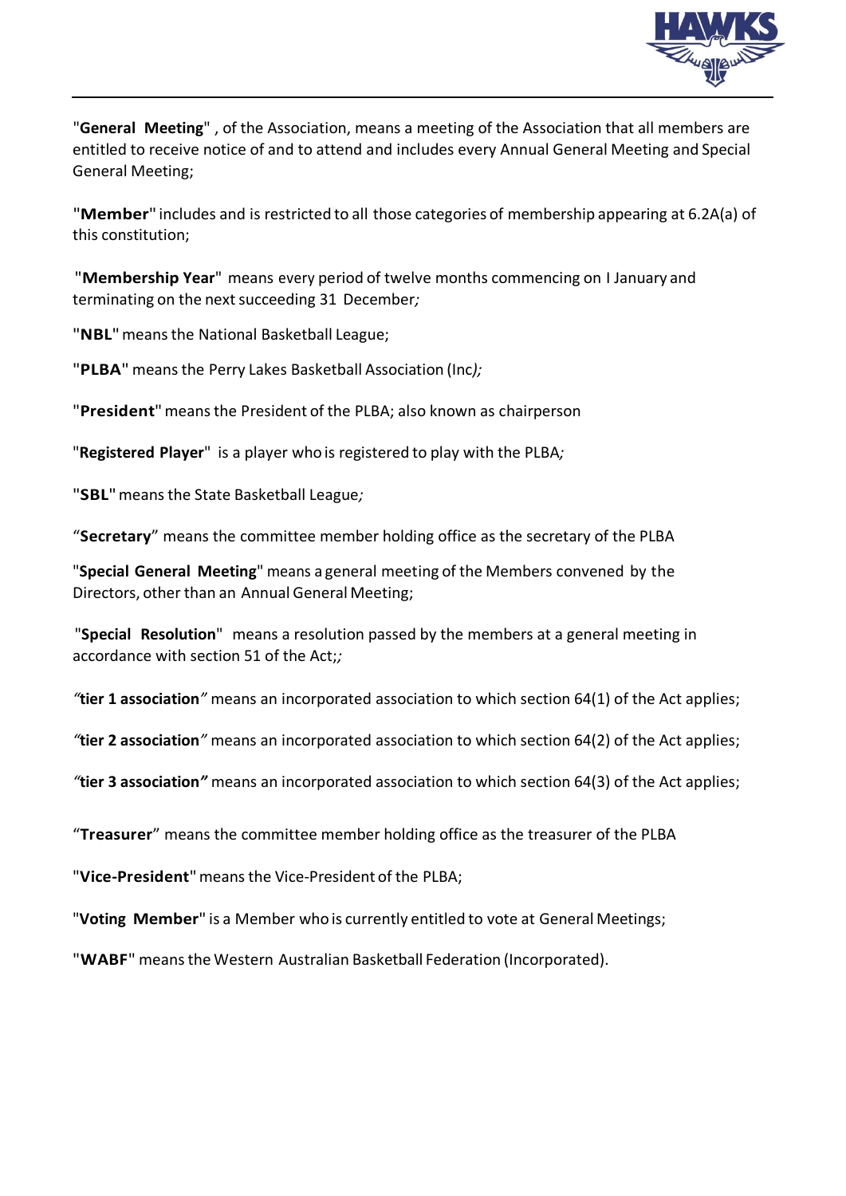"**General Meeting**" , of the Association, means a meeting of the Association that all members are entitled to receive notice of and to attend and includes every Annual General Meeting and Special General Meeting;

"**Member**" includes and is restricted to all those categories of membership appearing at 6.2A(a) of this constitution;

"**Membership Year**" means every period of twelve months commencing on I January and terminating on the next succeeding 31 December*;*

"**NBL**" means the National Basketball League;

"**PLBA**" means the Perry Lakes Basketball Association (Inc*);*

"**President**" means the President of the PLBA; also known as chairperson

"**Registered Player**" is a player who is registered to play with the PLBA*;*

"**SBL**" means the State Basketball League*;*

"**Secretary**" means the committee member holding office as the secretary of the PLBA

"**Special General Meeting**" means a general meeting of the Members convened by the Directors, other than an Annual General Meeting;

"**Special Resolution**" means a resolution passed by the members at a general meeting in accordance with section 51 of the Act;*;*

*"***tier 1 association***"* means an incorporated association to which section 64(1) of the Act applies;

*"***tier 2 association***"* means an incorporated association to which section 64(2) of the Act applies;

*"***tier 3 association***"* means an incorporated association to which section 64(3) of the Act applies;

"**Treasurer**" means the committee member holding office as the treasurer of the PLBA

"**Vice-President**" means the Vice-President of the PLBA;

"**Voting Member**" is a Member who is currently entitled to vote at General Meetings;

"**WABF**" means the Western Australian Basketball Federation (Incorporated).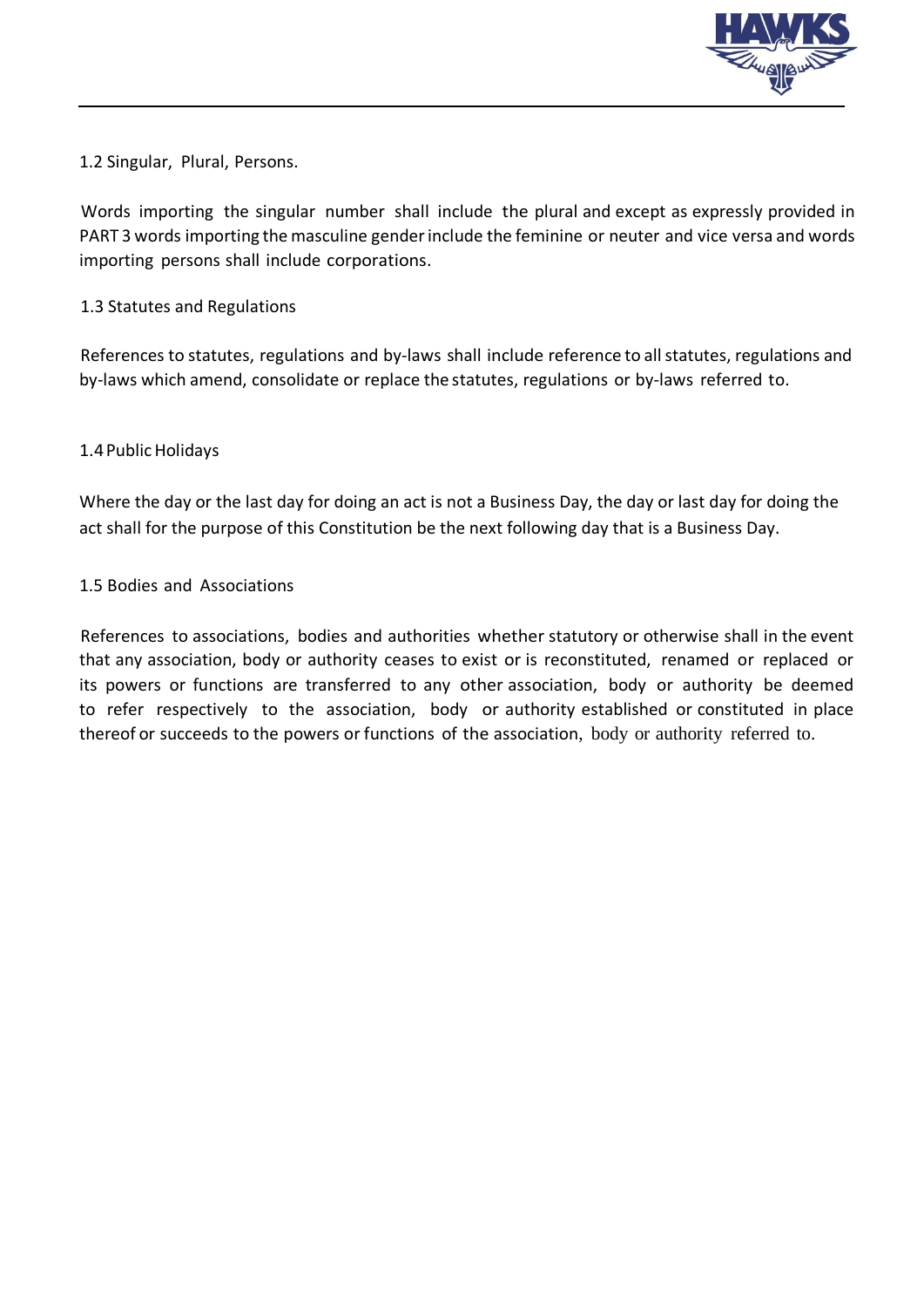### 1.2 Singular, Plural, Persons.

Words importing the singular number shall include the plural and except as expressly provided in PART 3 words importing the masculine gender include the feminine or neuter and vice versa and words importing persons shall include corporations.

### 1.3 Statutes and Regulations

References to statutes, regulations and by-laws shall include reference to all statutes, regulations and by-laws which amend, consolidate or replace the statutes, regulations or by-laws referred to.

### 1.4 Public Holidays

Where the day or the last day for doing an act is not a Business Day, the day or last day for doing the act shall for the purpose of this Constitution be the next following day that is a Business Day.

### 1.5 Bodies and Associations

References to associations, bodies and authorities whether statutory or otherwise shall in the event that any association, body or authority ceases to exist or is reconstituted, renamed or replaced or its powers or functions are transferred to any other association, body or authority be deemed to refer respectively to the association, body or authority established or constituted in place thereof or succeeds to the powers or functions of the association, body or authority referred to.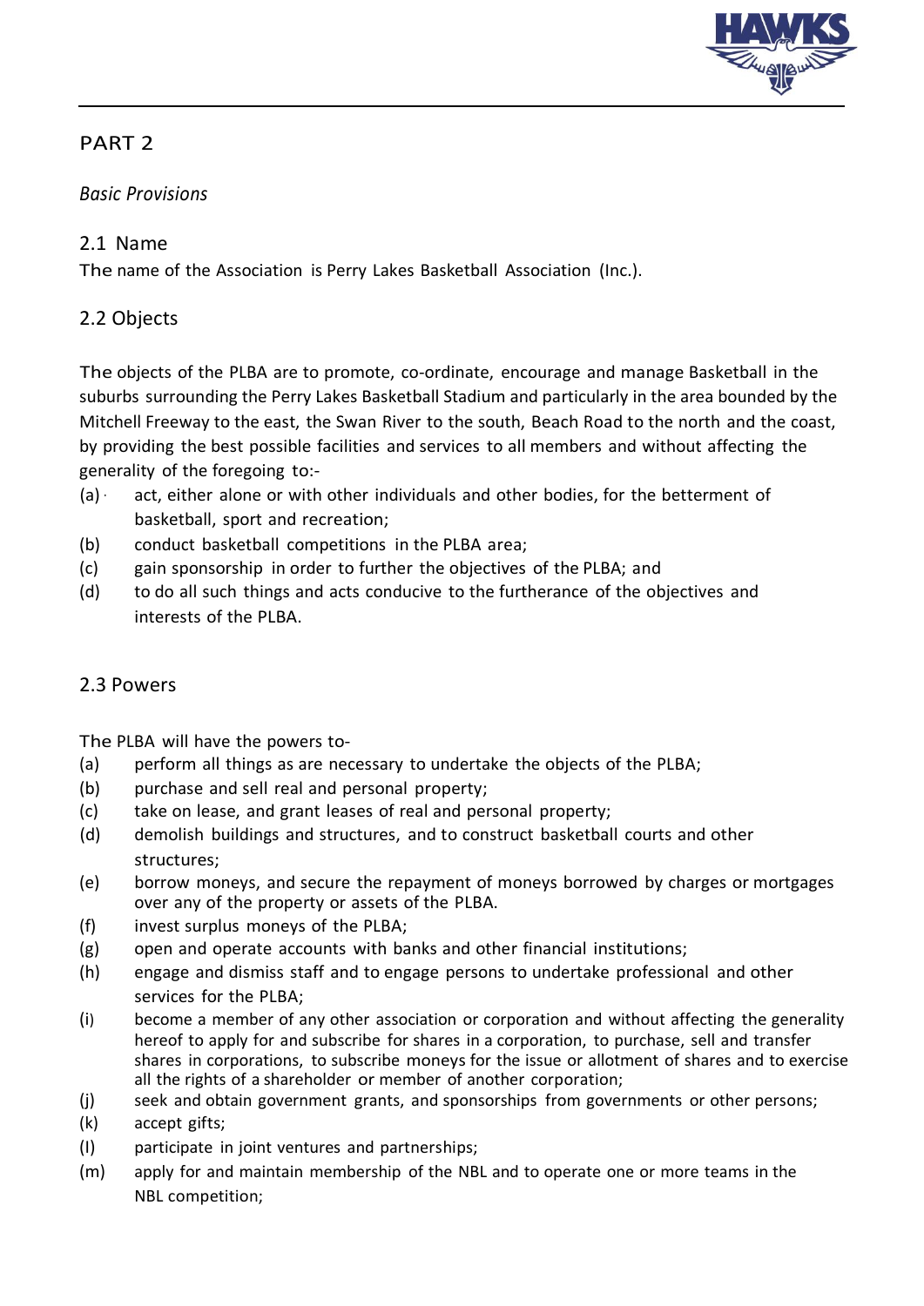## PART 2

*Basic Provisions*

### 2.1 Name

The name of the Association is Perry Lakes Basketball Association (Inc.).

### 2.2 Objects

The objects of the PLBA are to promote, co-ordinate, encourage and manage Basketball in the suburbs surrounding the Perry Lakes Basketball Stadium and particularly in the area bounded by the Mitchell Freeway to the east, the Swan River to the south, Beach Road to the north and the coast, by providing the best possible facilities and services to all members and without affecting the generality of the foregoing to:-

(a) act, either alone or with other individuals and other bodies, for the betterment of basketball, sport and recreation;

(b) conduct basketball competitions in the PLBA area;

(c) gain sponsorship in order to further the objectives of the PLBA; and

(d) to do all such things and acts conducive to the furtherance of the objectives and interests of the PLBA.

### 2.3 Powers

The PLBA will have the powers to-

(a) perform all things as are necessary to undertake the objects of the PLBA;

(b) purchase and sell real and personal property;

(c) take on lease, and grant leases of real and personal property;

(d) demolish buildings and structures, and to construct basketball courts and other structures;

(e) borrow moneys, and secure the repayment of moneys borrowed by charges or mortgages over any of the property or assets of the PLBA.

(f) invest surplus moneys of the PLBA;

(g) open and operate accounts with banks and other financial institutions;

(h) engage and dismiss staff and to engage persons to undertake professional and other services for the PLBA;

(i) become a member of any other association or corporation and without affecting the generality hereof to apply for and subscribe for shares in a corporation, to purchase, sell and transfer shares in corporations, to subscribe moneys for the issue or allotment of shares and to exercise all the rights of a shareholder or member of another corporation;

(j) seek and obtain government grants, and sponsorships from governments or other persons;

(k) accept gifts;

(l) participate in joint ventures and partnerships;

(m) apply for and maintain membership of the NBL and to operate one or more teams in the NBL competition;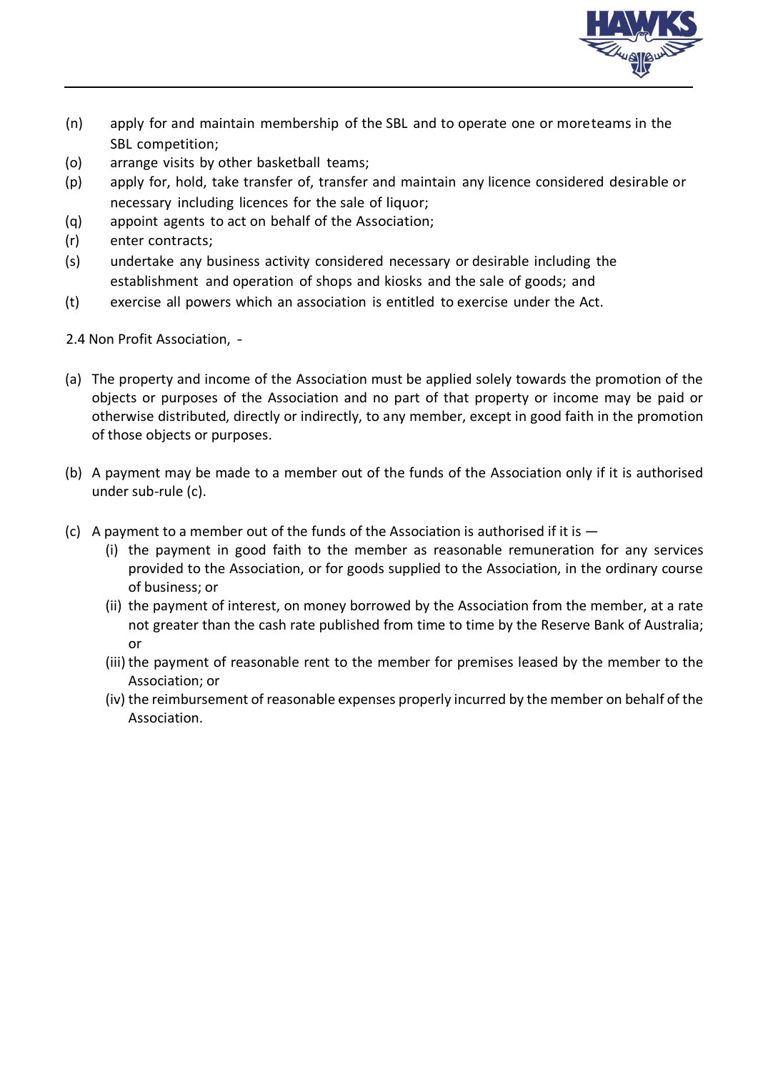(n) apply for and maintain membership of the SBL and to operate one or moreteams in the SBL competition;

(o) arrange visits by other basketball teams;

(p) apply for, hold, take transfer of, transfer and maintain any licence considered desirable or necessary including licences for the sale of liquor;

(q) appoint agents to act on behalf of the Association;

(r) enter contracts;

(s) undertake any business activity considered necessary or desirable including the establishment and operation of shops and kiosks and the sale of goods; and

(t) exercise all powers which an association is entitled to exercise under the Act.

2.4 Non Profit Association, -

(a) The property and income of the Association must be applied solely towards the promotion of the objects or purposes of the Association and no part of that property or income may be paid or otherwise distributed, directly or indirectly, to any member, except in good faith in the promotion of those objects or purposes.

(b) A payment may be made to a member out of the funds of the Association only if it is authorised under sub-rule (c).

(c) A payment to a member out of the funds of the Association is authorised if it is —

  (i) the payment in good faith to the member as reasonable remuneration for any services provided to the Association, or for goods supplied to the Association, in the ordinary course of business; or

  (ii) the payment of interest, on money borrowed by the Association from the member, at a rate not greater than the cash rate published from time to time by the Reserve Bank of Australia; or

  (iii) the payment of reasonable rent to the member for premises leased by the member to the Association; or

  (iv) the reimbursement of reasonable expenses properly incurred by the member on behalf of the Association.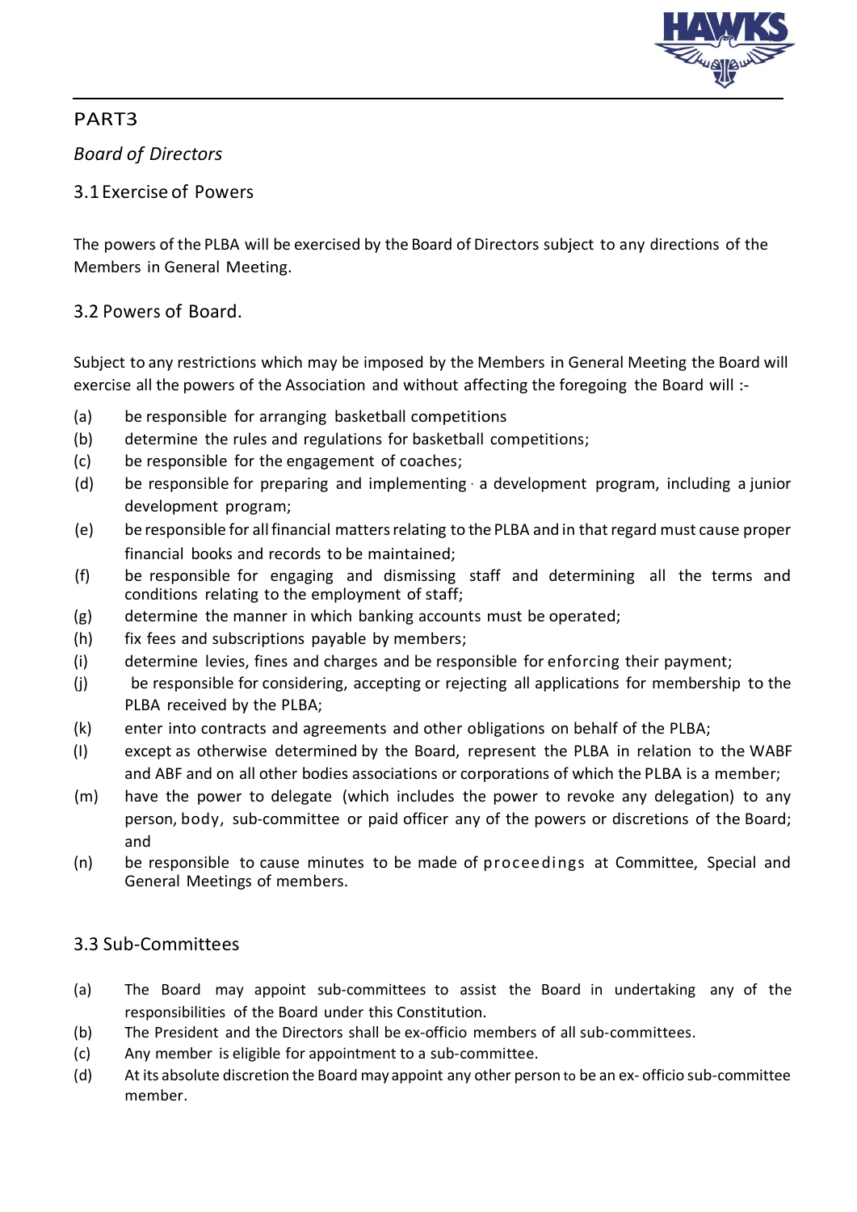## PART3

*Board of Directors*

### 3.1 Exercise of Powers

The powers of the PLBA will be exercised by the Board of Directors subject to any directions of the Members in General Meeting.

### 3.2 Powers of Board.

Subject to any restrictions which may be imposed by the Members in General Meeting the Board will exercise all the powers of the Association and without affecting the foregoing the Board will :-

- (a) be responsible for arranging basketball competitions
- (b) determine the rules and regulations for basketball competitions;
- (c) be responsible for the engagement of coaches;
- (d) be responsible for preparing and implementing a development program, including a junior development program;
- (e) be responsible for all financial matters relating to the PLBA and in that regard must cause proper financial books and records to be maintained;
- (f) be responsible for engaging and dismissing staff and determining all the terms and conditions relating to the employment of staff;
- (g) determine the manner in which banking accounts must be operated;
- (h) fix fees and subscriptions payable by members;
- (i) determine levies, fines and charges and be responsible for enforcing their payment;
- (j) be responsible for considering, accepting or rejecting all applications for membership to the PLBA received by the PLBA;
- (k) enter into contracts and agreements and other obligations on behalf of the PLBA;
- (l) except as otherwise determined by the Board, represent the PLBA in relation to the WABF and ABF and on all other bodies associations or corporations of which the PLBA is a member;
- (m) have the power to delegate (which includes the power to revoke any delegation) to any person, body, sub-committee or paid officer any of the powers or discretions of the Board; and
- (n) be responsible to cause minutes to be made of proceedings at Committee, Special and General Meetings of members.

### 3.3 Sub-Committees

- (a) The Board may appoint sub-committees to assist the Board in undertaking any of the responsibilities of the Board under this Constitution.
- (b) The President and the Directors shall be ex-officio members of all sub-committees.
- (c) Any member is eligible for appointment to a sub-committee.
- (d) At its absolute discretion the Board may appoint any other person to be an ex- officio sub-committee member.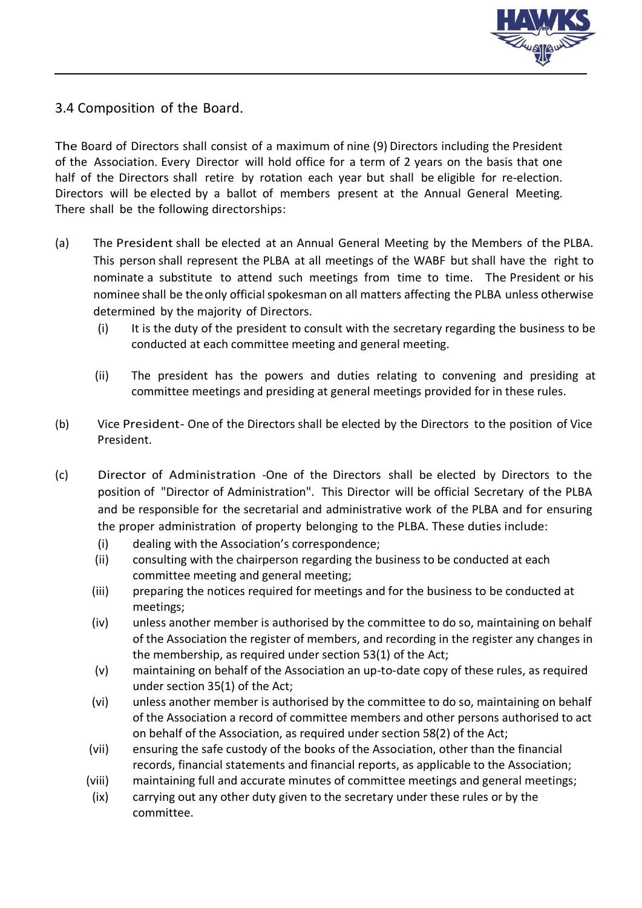## 3.4 Composition of the Board.

The Board of Directors shall consist of a maximum of nine (9) Directors including the President of the Association. Every Director will hold office for a term of 2 years on the basis that one half of the Directors shall retire by rotation each year but shall be eligible for re-election. Directors will be elected by a ballot of members present at the Annual General Meeting. There shall be the following directorships:

(a) The President shall be elected at an Annual General Meeting by the Members of the PLBA. This person shall represent the PLBA at all meetings of the WABF but shall have the right to nominate a substitute to attend such meetings from time to time. The President or his nominee shall be the only official spokesman on all matters affecting the PLBA unless otherwise determined by the majority of Directors.

- (i) It is the duty of the president to consult with the secretary regarding the business to be conducted at each committee meeting and general meeting.
- (ii) The president has the powers and duties relating to convening and presiding at committee meetings and presiding at general meetings provided for in these rules.

(b) Vice President- One of the Directors shall be elected by the Directors to the position of Vice President.

(c) Director of Administration -One of the Directors shall be elected by Directors to the position of "Director of Administration". This Director will be official Secretary of the PLBA and be responsible for the secretarial and administrative work of the PLBA and for ensuring the proper administration of property belonging to the PLBA. These duties include:

- (i) dealing with the Association's correspondence;
- (ii) consulting with the chairperson regarding the business to be conducted at each committee meeting and general meeting;
- (iii) preparing the notices required for meetings and for the business to be conducted at meetings;
- (iv) unless another member is authorised by the committee to do so, maintaining on behalf of the Association the register of members, and recording in the register any changes in the membership, as required under section 53(1) of the Act;
- (v) maintaining on behalf of the Association an up-to-date copy of these rules, as required under section 35(1) of the Act;
- (vi) unless another member is authorised by the committee to do so, maintaining on behalf of the Association a record of committee members and other persons authorised to act on behalf of the Association, as required under section 58(2) of the Act;
- (vii) ensuring the safe custody of the books of the Association, other than the financial records, financial statements and financial reports, as applicable to the Association;
- (viii) maintaining full and accurate minutes of committee meetings and general meetings;
- (ix) carrying out any other duty given to the secretary under these rules or by the committee.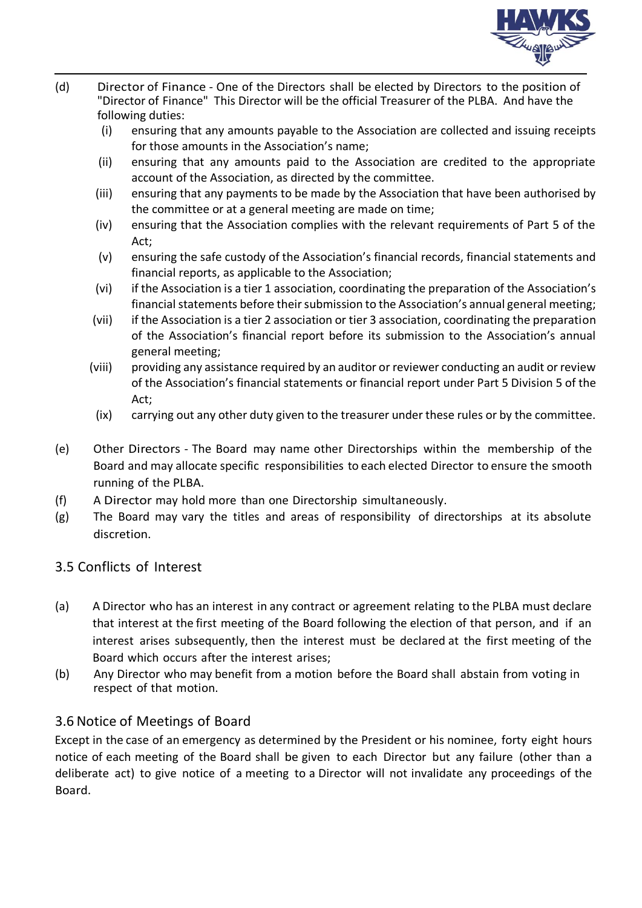(d) Director of Finance - One of the Directors shall be elected by Directors to the position of "Director of Finance" This Director will be the official Treasurer of the PLBA. And have the following duties:

   (i) ensuring that any amounts payable to the Association are collected and issuing receipts for those amounts in the Association's name;
   (ii) ensuring that any amounts paid to the Association are credited to the appropriate account of the Association, as directed by the committee.
   (iii) ensuring that any payments to be made by the Association that have been authorised by the committee or at a general meeting are made on time;
   (iv) ensuring that the Association complies with the relevant requirements of Part 5 of the Act;
   (v) ensuring the safe custody of the Association's financial records, financial statements and financial reports, as applicable to the Association;
   (vi) if the Association is a tier 1 association, coordinating the preparation of the Association's financial statements before their submission to the Association's annual general meeting;
   (vii) if the Association is a tier 2 association or tier 3 association, coordinating the preparation of the Association's financial report before its submission to the Association's annual general meeting;
   (viii) providing any assistance required by an auditor or reviewer conducting an audit or review of the Association's financial statements or financial report under Part 5 Division 5 of the Act;
   (ix) carrying out any other duty given to the treasurer under these rules or by the committee.

(e) Other Directors - The Board may name other Directorships within the membership of the Board and may allocate specific responsibilities to each elected Director to ensure the smooth running of the PLBA.

(f) A Director may hold more than one Directorship simultaneously.

(g) The Board may vary the titles and areas of responsibility of directorships at its absolute discretion.

## 3.5 Conflicts of Interest

(a) A Director who has an interest in any contract or agreement relating to the PLBA must declare that interest at the first meeting of the Board following the election of that person, and if an interest arises subsequently, then the interest must be declared at the first meeting of the Board which occurs after the interest arises;

(b) Any Director who may benefit from a motion before the Board shall abstain from voting in respect of that motion.

## 3.6 Notice of Meetings of Board

Except in the case of an emergency as determined by the President or his nominee, forty eight hours notice of each meeting of the Board shall be given to each Director but any failure (other than a deliberate act) to give notice of a meeting to a Director will not invalidate any proceedings of the Board.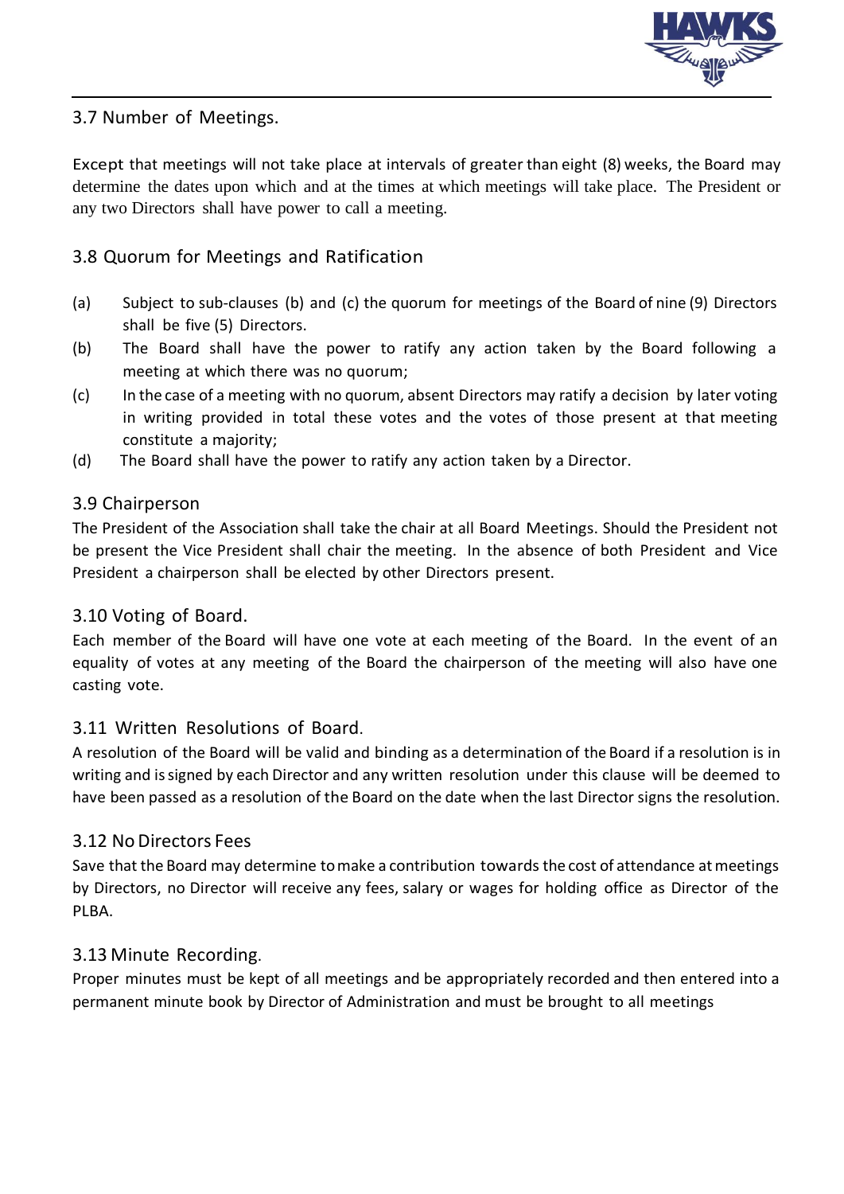### 3.7 Number of Meetings.

Except that meetings will not take place at intervals of greater than eight (8) weeks, the Board may determine the dates upon which and at the times at which meetings will take place. The President or any two Directors shall have power to call a meeting.

### 3.8 Quorum for Meetings and Ratification

(a) Subject to sub-clauses (b) and (c) the quorum for meetings of the Board of nine (9) Directors shall be five (5) Directors.

(b) The Board shall have the power to ratify any action taken by the Board following a meeting at which there was no quorum;

(c) In the case of a meeting with no quorum, absent Directors may ratify a decision by later voting in writing provided in total these votes and the votes of those present at that meeting constitute a majority;

(d) The Board shall have the power to ratify any action taken by a Director.

### 3.9 Chairperson

The President of the Association shall take the chair at all Board Meetings. Should the President not be present the Vice President shall chair the meeting. In the absence of both President and Vice President a chairperson shall be elected by other Directors present.

### 3.10 Voting of Board.

Each member of the Board will have one vote at each meeting of the Board. In the event of an equality of votes at any meeting of the Board the chairperson of the meeting will also have one casting vote.

### 3.11 Written Resolutions of Board.

A resolution of the Board will be valid and binding as a determination of the Board if a resolution is in writing and is signed by each Director and any written resolution under this clause will be deemed to have been passed as a resolution of the Board on the date when the last Director signs the resolution.

### 3.12 No Directors Fees

Save that the Board may determine to make a contribution towards the cost of attendance at meetings by Directors, no Director will receive any fees, salary or wages for holding office as Director of the PLBA.

### 3.13 Minute Recording.

Proper minutes must be kept of all meetings and be appropriately recorded and then entered into a permanent minute book by Director of Administration and must be brought to all meetings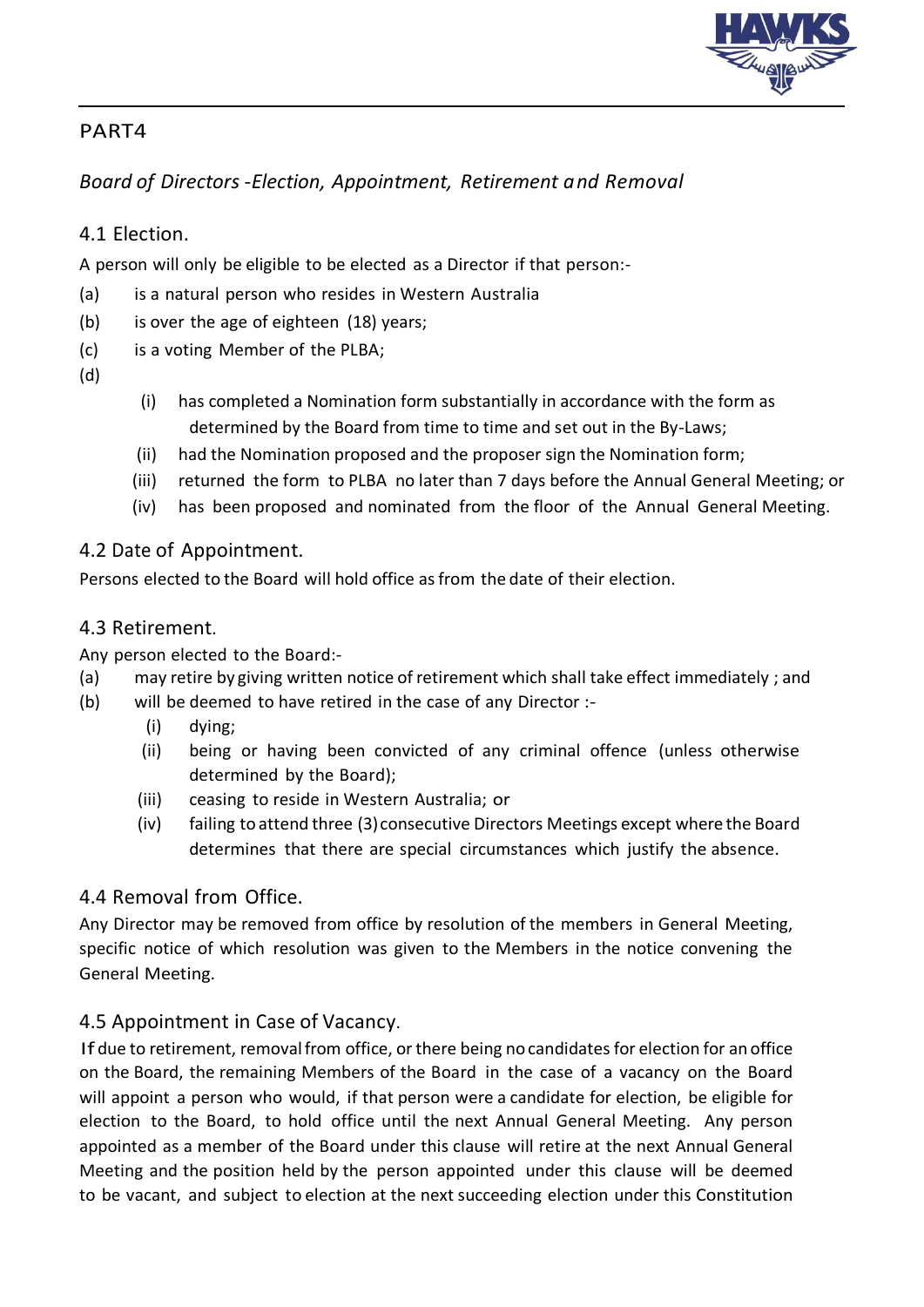## PART4

### *Board of Directors -Election, Appointment, Retirement and Removal*

### 4.1 Election.

A person will only be eligible to be elected as a Director if that person:-

(a) is a natural person who resides in Western Australia

(b) is over the age of eighteen (18) years;

(c) is a voting Member of the PLBA;

(d)

- (i) has completed a Nomination form substantially in accordance with the form as determined by the Board from time to time and set out in the By-Laws;
- (ii) had the Nomination proposed and the proposer sign the Nomination form;
- (iii) returned the form to PLBA no later than 7 days before the Annual General Meeting; or
- (iv) has been proposed and nominated from the floor of the Annual General Meeting.

### 4.2 Date of Appointment.

Persons elected to the Board will hold office as from the date of their election.

### 4.3 Retirement.

Any person elected to the Board:-

(a) may retire by giving written notice of retirement which shall take effect immediately ; and

(b) will be deemed to have retired in the case of any Director :-

- (i) dying;
- (ii) being or having been convicted of any criminal offence (unless otherwise determined by the Board);
- (iii) ceasing to reside in Western Australia; or
- (iv) failing to attend three (3) consecutive Directors Meetings except where the Board determines that there are special circumstances which justify the absence.

### 4.4 Removal from Office.

Any Director may be removed from office by resolution of the members in General Meeting, specific notice of which resolution was given to the Members in the notice convening the General Meeting.

### 4.5 Appointment in Case of Vacancy.

If due to retirement, removal from office, or there being no candidates for election for an office on the Board, the remaining Members of the Board in the case of a vacancy on the Board will appoint a person who would, if that person were a candidate for election, be eligible for election to the Board, to hold office until the next Annual General Meeting. Any person appointed as a member of the Board under this clause will retire at the next Annual General Meeting and the position held by the person appointed under this clause will be deemed to be vacant, and subject to election at the next succeeding election under this Constitution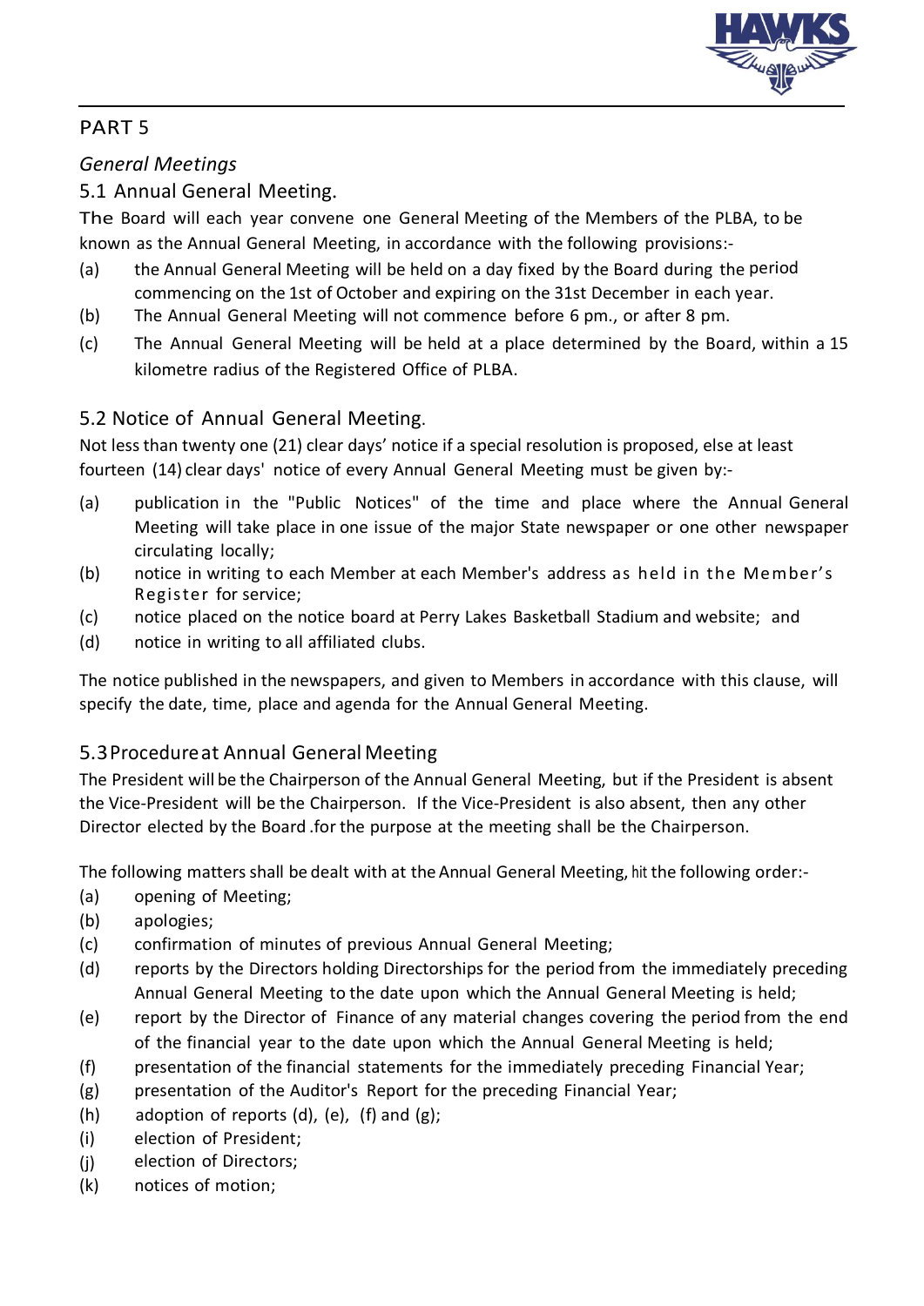## PART 5

*General Meetings*

### 5.1 Annual General Meeting.

The Board will each year convene one General Meeting of the Members of the PLBA, to be known as the Annual General Meeting, in accordance with the following provisions:-

(a) the Annual General Meeting will be held on a day fixed by the Board during the period commencing on the 1st of October and expiring on the 31st December in each year.

(b) The Annual General Meeting will not commence before 6 pm., or after 8 pm.

(c) The Annual General Meeting will be held at a place determined by the Board, within a 15 kilometre radius of the Registered Office of PLBA.

### 5.2 Notice of Annual General Meeting.

Not less than twenty one (21) clear days' notice if a special resolution is proposed, else at least fourteen (14) clear days' notice of every Annual General Meeting must be given by:-

(a) publication in the "Public Notices" of the time and place where the Annual General Meeting will take place in one issue of the major State newspaper or one other newspaper circulating locally;

(b) notice in writing to each Member at each Member's address as held in the Member's Register for service;

(c) notice placed on the notice board at Perry Lakes Basketball Stadium and website; and

(d) notice in writing to all affiliated clubs.

The notice published in the newspapers, and given to Members in accordance with this clause, will specify the date, time, place and agenda for the Annual General Meeting.

### 5.3 Procedure at Annual General Meeting

The President will be the Chairperson of the Annual General Meeting, but if the President is absent the Vice-President will be the Chairperson. If the Vice-President is also absent, then any other Director elected by the Board .for the purpose at the meeting shall be the Chairperson.

The following matters shall be dealt with at the Annual General Meeting, hit the following order:-

(a) opening of Meeting;

(b) apologies;

(c) confirmation of minutes of previous Annual General Meeting;

(d) reports by the Directors holding Directorships for the period from the immediately preceding Annual General Meeting to the date upon which the Annual General Meeting is held;

(e) report by the Director of Finance of any material changes covering the period from the end of the financial year to the date upon which the Annual General Meeting is held;

(f) presentation of the financial statements for the immediately preceding Financial Year;

(g) presentation of the Auditor's Report for the preceding Financial Year;

(h) adoption of reports (d), (e), (f) and (g);

(i) election of President;

(j) election of Directors;

(k) notices of motion;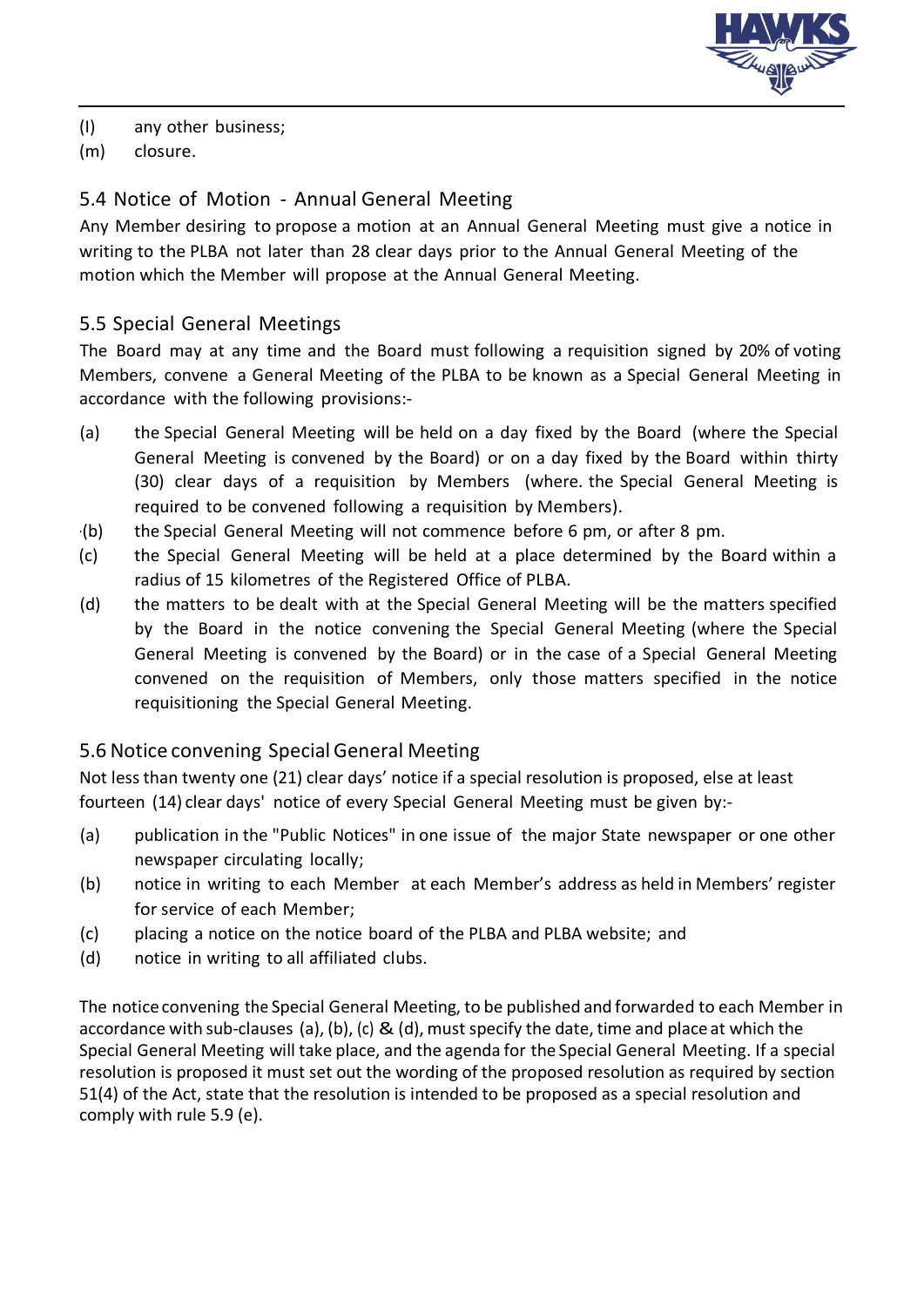(l) any other business;

(m) closure.

## 5.4 Notice of Motion - Annual General Meeting

Any Member desiring to propose a motion at an Annual General Meeting must give a notice in writing to the PLBA not later than 28 clear days prior to the Annual General Meeting of the motion which the Member will propose at the Annual General Meeting.

## 5.5 Special General Meetings

The Board may at any time and the Board must following a requisition signed by 20% of voting Members, convene a General Meeting of the PLBA to be known as a Special General Meeting in accordance with the following provisions:-

(a) the Special General Meeting will be held on a day fixed by the Board (where the Special General Meeting is convened by the Board) or on a day fixed by the Board within thirty (30) clear days of a requisition by Members (where. the Special General Meeting is required to be convened following a requisition by Members).

(b) the Special General Meeting will not commence before 6 pm, or after 8 pm.

(c) the Special General Meeting will be held at a place determined by the Board within a radius of 15 kilometres of the Registered Office of PLBA.

(d) the matters to be dealt with at the Special General Meeting will be the matters specified by the Board in the notice convening the Special General Meeting (where the Special General Meeting is convened by the Board) or in the case of a Special General Meeting convened on the requisition of Members, only those matters specified in the notice requisitioning the Special General Meeting.

## 5.6 Notice convening Special General Meeting

Not less than twenty one (21) clear days' notice if a special resolution is proposed, else at least fourteen (14) clear days' notice of every Special General Meeting must be given by:-

(a) publication in the "Public Notices" in one issue of the major State newspaper or one other newspaper circulating locally;

(b) notice in writing to each Member at each Member's address as held in Members' register for service of each Member;

(c) placing a notice on the notice board of the PLBA and PLBA website; and

(d) notice in writing to all affiliated clubs.

The notice convening the Special General Meeting, to be published and forwarded to each Member in accordance with sub-clauses (a), (b), (c) & (d), must specify the date, time and place at which the Special General Meeting will take place, and the agenda for the Special General Meeting. If a special resolution is proposed it must set out the wording of the proposed resolution as required by section 51(4) of the Act, state that the resolution is intended to be proposed as a special resolution and comply with rule 5.9 (e).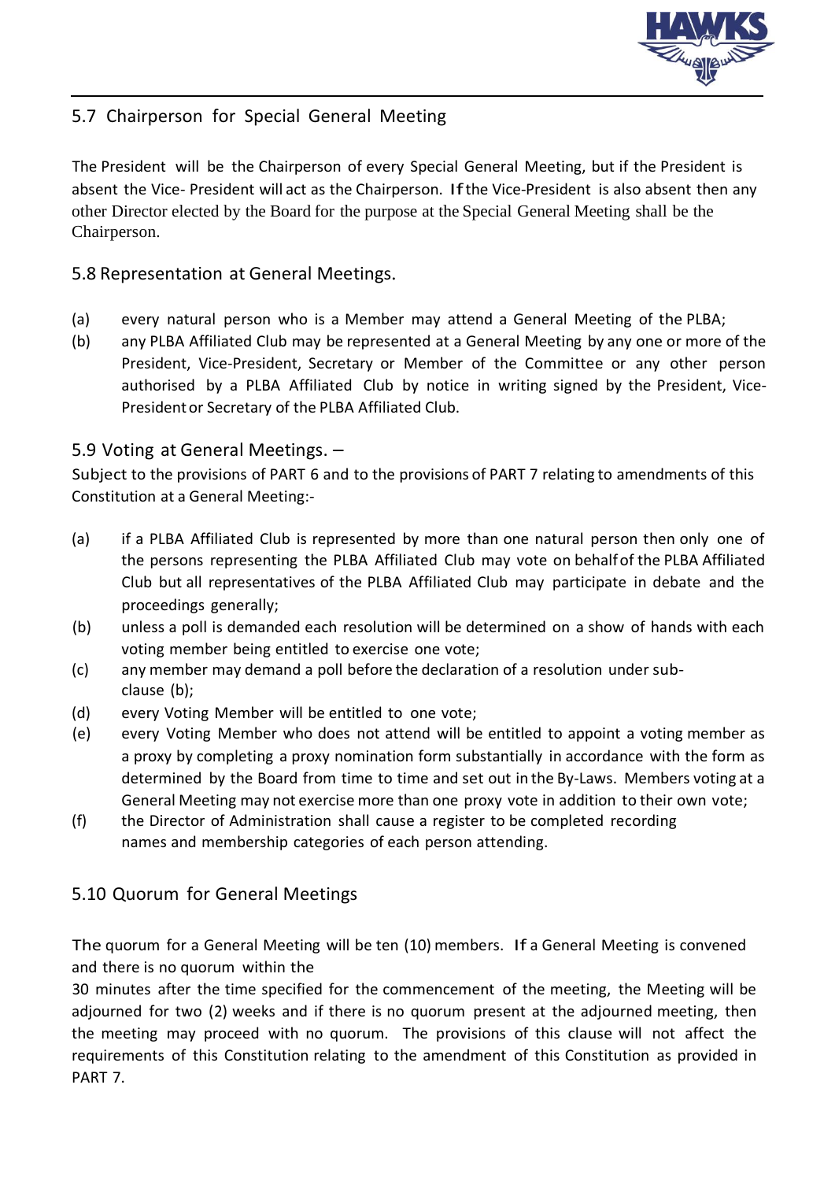## 5.7 Chairperson for Special General Meeting

The President will be the Chairperson of every Special General Meeting, but if the President is absent the Vice- President will act as the Chairperson. If the Vice-President is also absent then any other Director elected by the Board for the purpose at the Special General Meeting shall be the Chairperson.

## 5.8 Representation at General Meetings.

(a) every natural person who is a Member may attend a General Meeting of the PLBA;

(b) any PLBA Affiliated Club may be represented at a General Meeting by any one or more of the President, Vice-President, Secretary or Member of the Committee or any other person authorised by a PLBA Affiliated Club by notice in writing signed by the President, Vice-President or Secretary of the PLBA Affiliated Club.

## 5.9 Voting at General Meetings. –

Subject to the provisions of PART 6 and to the provisions of PART 7 relating to amendments of this Constitution at a General Meeting:-

(a) if a PLBA Affiliated Club is represented by more than one natural person then only one of the persons representing the PLBA Affiliated Club may vote on behalf of the PLBA Affiliated Club but all representatives of the PLBA Affiliated Club may participate in debate and the proceedings generally;

(b) unless a poll is demanded each resolution will be determined on a show of hands with each voting member being entitled to exercise one vote;

(c) any member may demand a poll before the declaration of a resolution under sub-clause (b);

(d) every Voting Member will be entitled to one vote;

(e) every Voting Member who does not attend will be entitled to appoint a voting member as a proxy by completing a proxy nomination form substantially in accordance with the form as determined by the Board from time to time and set out in the By-Laws. Members voting at a General Meeting may not exercise more than one proxy vote in addition to their own vote;

(f) the Director of Administration shall cause a register to be completed recording names and membership categories of each person attending.

## 5.10 Quorum for General Meetings

The quorum for a General Meeting will be ten (10) members. If a General Meeting is convened and there is no quorum within the 30 minutes after the time specified for the commencement of the meeting, the Meeting will be adjourned for two (2) weeks and if there is no quorum present at the adjourned meeting, then the meeting may proceed with no quorum. The provisions of this clause will not affect the requirements of this Constitution relating to the amendment of this Constitution as provided in PART 7.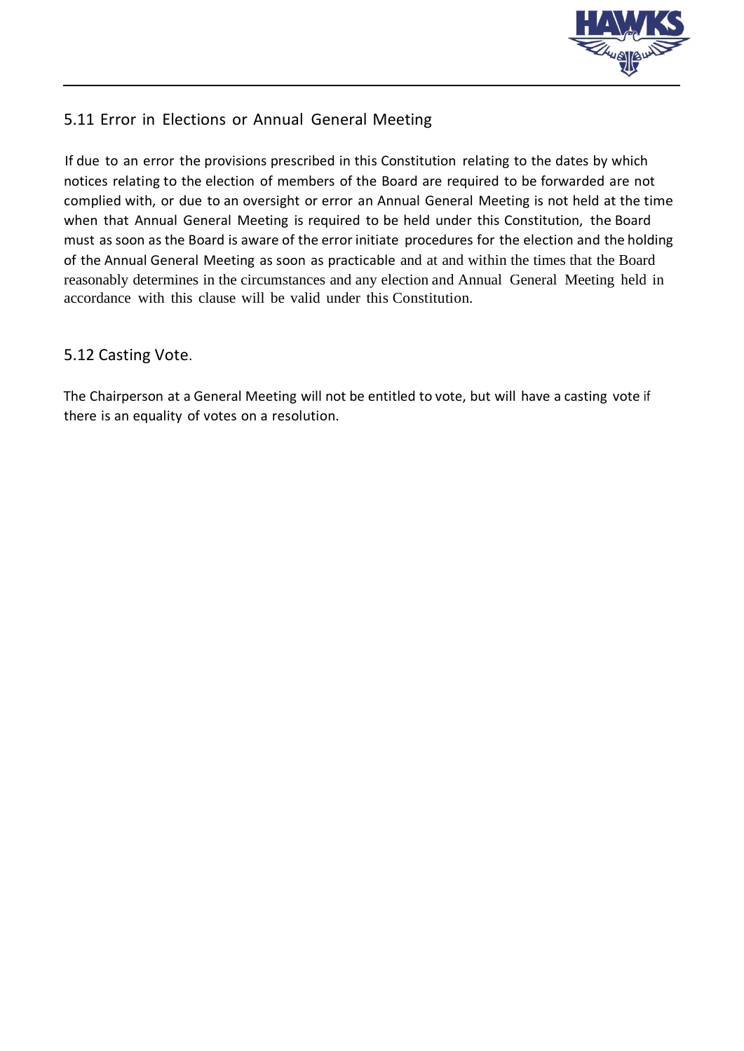### 5.11 Error in Elections or Annual General Meeting

If due to an error the provisions prescribed in this Constitution relating to the dates by which notices relating to the election of members of the Board are required to be forwarded are not complied with, or due to an oversight or error an Annual General Meeting is not held at the time when that Annual General Meeting is required to be held under this Constitution, the Board must as soon as the Board is aware of the error initiate procedures for the election and the holding of the Annual General Meeting as soon as practicable and at and within the times that the Board reasonably determines in the circumstances and any election and Annual General Meeting held in accordance with this clause will be valid under this Constitution.

### 5.12 Casting Vote.

The Chairperson at a General Meeting will not be entitled to vote, but will have a casting vote if there is an equality of votes on a resolution.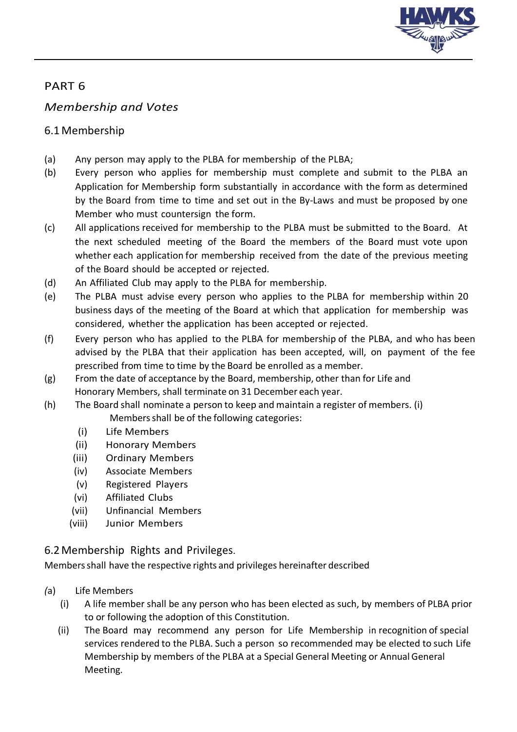## PART 6

### *Membership and Votes*

### 6.1 Membership

(a) Any person may apply to the PLBA for membership of the PLBA;

(b) Every person who applies for membership must complete and submit to the PLBA an Application for Membership form substantially in accordance with the form as determined by the Board from time to time and set out in the By-Laws and must be proposed by one Member who must countersign the form.

(c) All applications received for membership to the PLBA must be submitted to the Board. At the next scheduled meeting of the Board the members of the Board must vote upon whether each application for membership received from the date of the previous meeting of the Board should be accepted or rejected.

(d) An Affiliated Club may apply to the PLBA for membership.

(e) The PLBA must advise every person who applies to the PLBA for membership within 20 business days of the meeting of the Board at which that application for membership was considered, whether the application has been accepted or rejected.

(f) Every person who has applied to the PLBA for membership of the PLBA, and who has been advised by the PLBA that their application has been accepted, will, on payment of the fee prescribed from time to time by the Board be enrolled as a member.

(g) From the date of acceptance by the Board, membership, other than for Life and Honorary Members, shall terminate on 31 December each year.

(h) The Board shall nominate a person to keep and maintain a register of members. (i) Members shall be of the following categories:

   (i) Life Members
   (ii) Honorary Members
   (iii) Ordinary Members
   (iv) Associate Members
   (v) Registered Players
   (vi) Affiliated Clubs
   (vii) Unfinancial Members
   (viii) Junior Members

### 6.2 Membership Rights and Privileges.

Members shall have the respective rights and privileges hereinafter described

(a) Life Members

   (i) A life member shall be any person who has been elected as such, by members of PLBA prior to or following the adoption of this Constitution.

   (ii) The Board may recommend any person for Life Membership in recognition of special services rendered to the PLBA. Such a person so recommended may be elected to such Life Membership by members of the PLBA at a Special General Meeting or Annual General Meeting.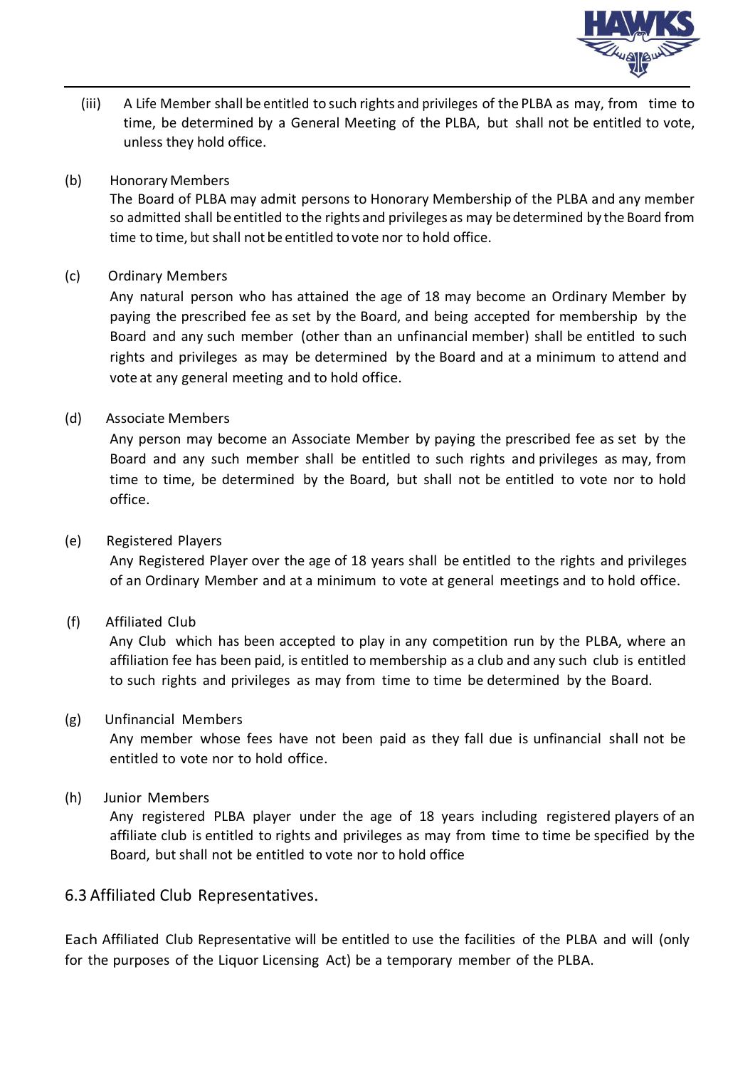(iii) A Life Member shall be entitled to such rights and privileges of the PLBA as may, from time to time, be determined by a General Meeting of the PLBA, but shall not be entitled to vote, unless they hold office.

(b) Honorary Members
The Board of PLBA may admit persons to Honorary Membership of the PLBA and any member so admitted shall be entitled to the rights and privileges as may be determined by the Board from time to time, but shall not be entitled to vote nor to hold office.

(c) Ordinary Members
Any natural person who has attained the age of 18 may become an Ordinary Member by paying the prescribed fee as set by the Board, and being accepted for membership by the Board and any such member (other than an unfinancial member) shall be entitled to such rights and privileges as may be determined by the Board and at a minimum to attend and vote at any general meeting and to hold office.

(d) Associate Members
Any person may become an Associate Member by paying the prescribed fee as set by the Board and any such member shall be entitled to such rights and privileges as may, from time to time, be determined by the Board, but shall not be entitled to vote nor to hold office.

(e) Registered Players
Any Registered Player over the age of 18 years shall be entitled to the rights and privileges of an Ordinary Member and at a minimum to vote at general meetings and to hold office.

(f) Affiliated Club
Any Club which has been accepted to play in any competition run by the PLBA, where an affiliation fee has been paid, is entitled to membership as a club and any such club is entitled to such rights and privileges as may from time to time be determined by the Board.

(g) Unfinancial Members
Any member whose fees have not been paid as they fall due is unfinancial shall not be entitled to vote nor to hold office.

(h) Junior Members
Any registered PLBA player under the age of 18 years including registered players of an affiliate club is entitled to rights and privileges as may from time to time be specified by the Board, but shall not be entitled to vote nor to hold office

## 6.3 Affiliated Club Representatives.

Each Affiliated Club Representative will be entitled to use the facilities of the PLBA and will (only for the purposes of the Liquor Licensing Act) be a temporary member of the PLBA.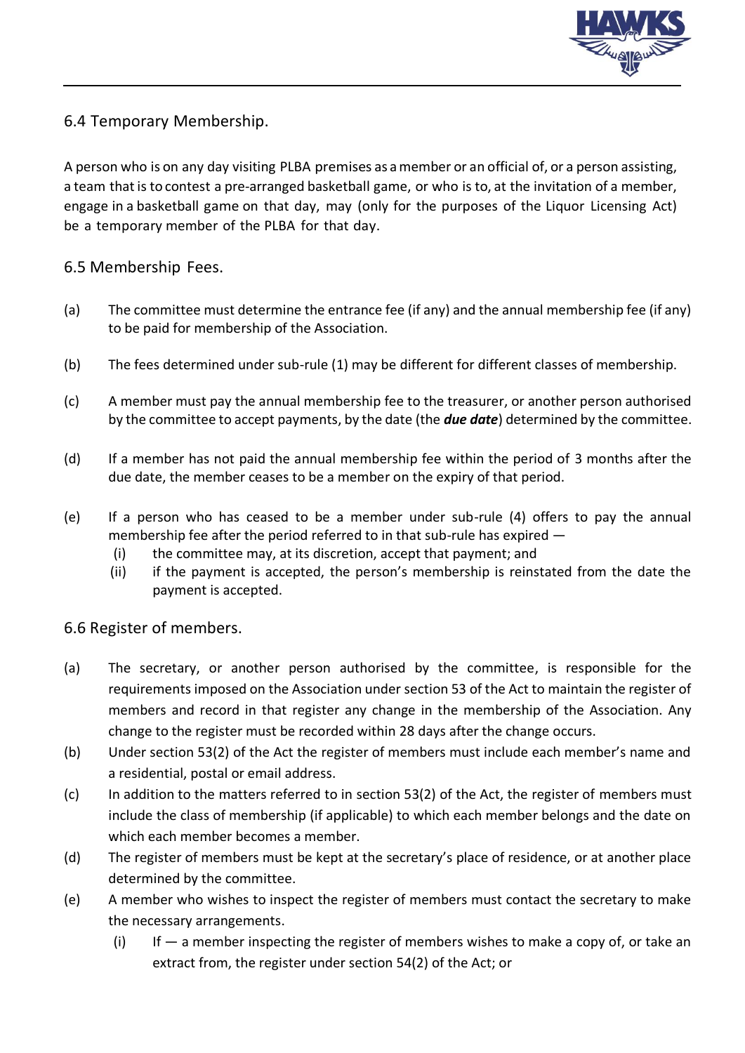## 6.4 Temporary Membership.

A person who is on any day visiting PLBA premises as a member or an official of, or a person assisting, a team that is to contest a pre-arranged basketball game, or who is to, at the invitation of a member, engage in a basketball game on that day, may (only for the purposes of the Liquor Licensing Act) be a temporary member of the PLBA for that day.

## 6.5 Membership Fees.

(a) The committee must determine the entrance fee (if any) and the annual membership fee (if any) to be paid for membership of the Association.

(b) The fees determined under sub-rule (1) may be different for different classes of membership.

(c) A member must pay the annual membership fee to the treasurer, or another person authorised by the committee to accept payments, by the date (the ***due date***) determined by the committee.

(d) If a member has not paid the annual membership fee within the period of 3 months after the due date, the member ceases to be a member on the expiry of that period.

(e) If a person who has ceased to be a member under sub-rule (4) offers to pay the annual membership fee after the period referred to in that sub-rule has expired —
   - (i) the committee may, at its discretion, accept that payment; and
   - (ii) if the payment is accepted, the person's membership is reinstated from the date the payment is accepted.

## 6.6 Register of members.

(a) The secretary, or another person authorised by the committee, is responsible for the requirements imposed on the Association under section 53 of the Act to maintain the register of members and record in that register any change in the membership of the Association. Any change to the register must be recorded within 28 days after the change occurs.

(b) Under section 53(2) of the Act the register of members must include each member's name and a residential, postal or email address.

(c) In addition to the matters referred to in section 53(2) of the Act, the register of members must include the class of membership (if applicable) to which each member belongs and the date on which each member becomes a member.

(d) The register of members must be kept at the secretary's place of residence, or at another place determined by the committee.

(e) A member who wishes to inspect the register of members must contact the secretary to make the necessary arrangements.
   - (i) If — a member inspecting the register of members wishes to make a copy of, or take an extract from, the register under section 54(2) of the Act; or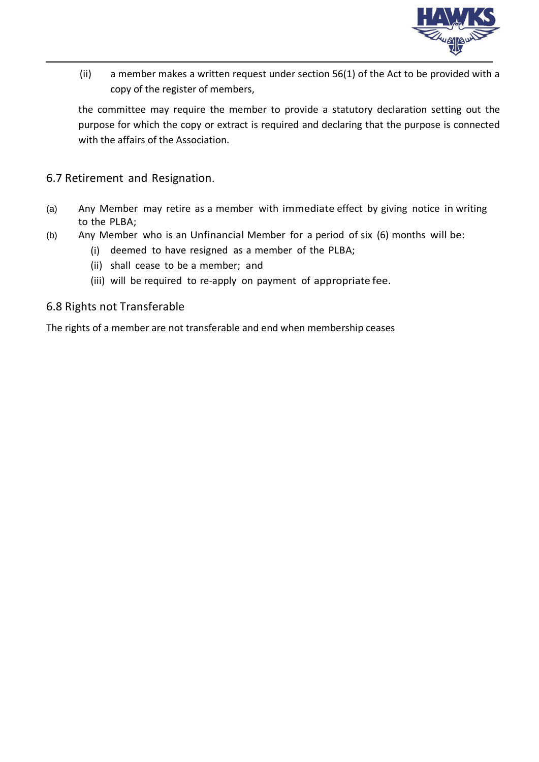(ii) a member makes a written request under section 56(1) of the Act to be provided with a copy of the register of members,

the committee may require the member to provide a statutory declaration setting out the purpose for which the copy or extract is required and declaring that the purpose is connected with the affairs of the Association.

## 6.7 Retirement and Resignation.

(a) Any Member may retire as a member with immediate effect by giving notice in writing to the PLBA;

(b) Any Member who is an Unfinancial Member for a period of six (6) months will be:

   (i) deemed to have resigned as a member of the PLBA;

   (ii) shall cease to be a member; and

   (iii) will be required to re-apply on payment of appropriate fee.

## 6.8 Rights not Transferable

The rights of a member are not transferable and end when membership ceases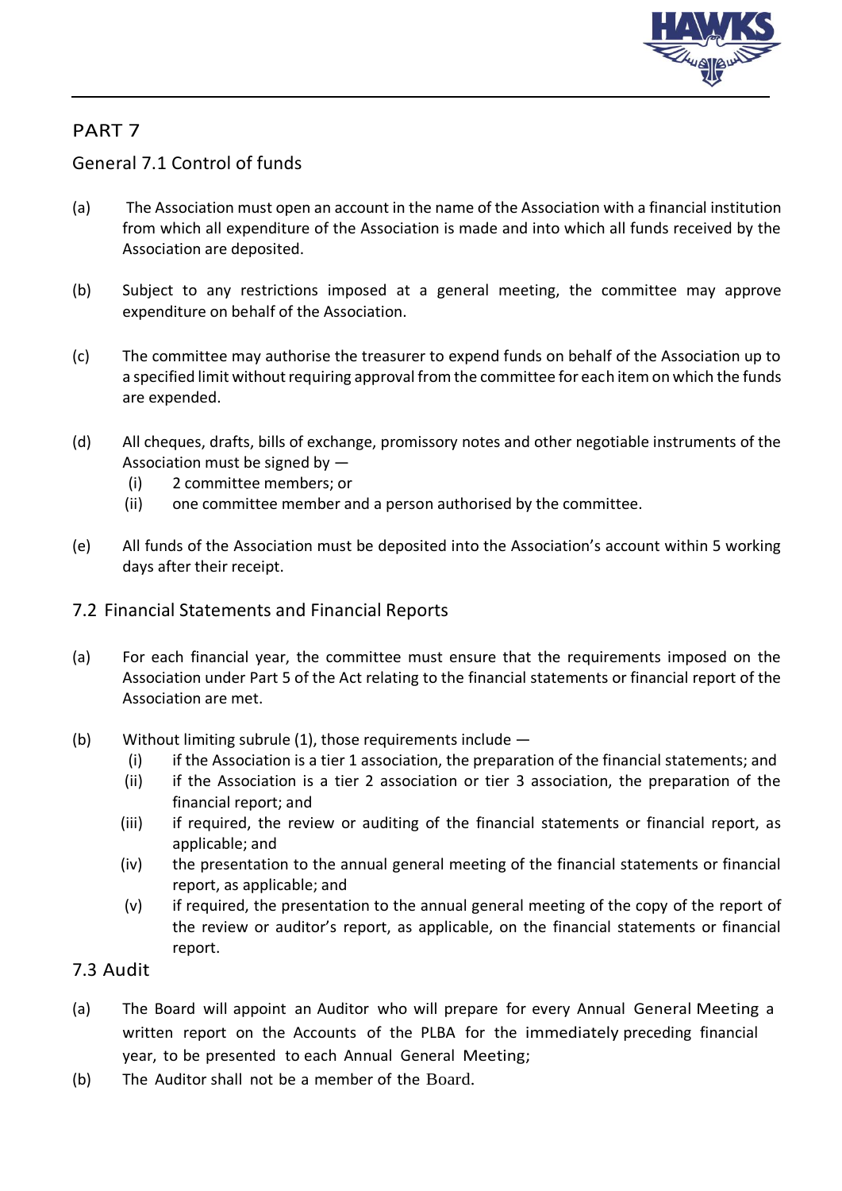## PART 7

### General 7.1 Control of funds

(a) The Association must open an account in the name of the Association with a financial institution from which all expenditure of the Association is made and into which all funds received by the Association are deposited.

(b) Subject to any restrictions imposed at a general meeting, the committee may approve expenditure on behalf of the Association.

(c) The committee may authorise the treasurer to expend funds on behalf of the Association up to a specified limit without requiring approval from the committee for each item on which the funds are expended.

(d) All cheques, drafts, bills of exchange, promissory notes and other negotiable instruments of the Association must be signed by —
   (i) 2 committee members; or
   (ii) one committee member and a person authorised by the committee.

(e) All funds of the Association must be deposited into the Association's account within 5 working days after their receipt.

### 7.2 Financial Statements and Financial Reports

(a) For each financial year, the committee must ensure that the requirements imposed on the Association under Part 5 of the Act relating to the financial statements or financial report of the Association are met.

(b) Without limiting subrule (1), those requirements include —
   (i) if the Association is a tier 1 association, the preparation of the financial statements; and
   (ii) if the Association is a tier 2 association or tier 3 association, the preparation of the financial report; and
   (iii) if required, the review or auditing of the financial statements or financial report, as applicable; and
   (iv) the presentation to the annual general meeting of the financial statements or financial report, as applicable; and
   (v) if required, the presentation to the annual general meeting of the copy of the report of the review or auditor's report, as applicable, on the financial statements or financial report.

### 7.3 Audit

(a) The Board will appoint an Auditor who will prepare for every Annual General Meeting a written report on the Accounts of the PLBA for the immediately preceding financial year, to be presented to each Annual General Meeting;

(b) The Auditor shall not be a member of the Board.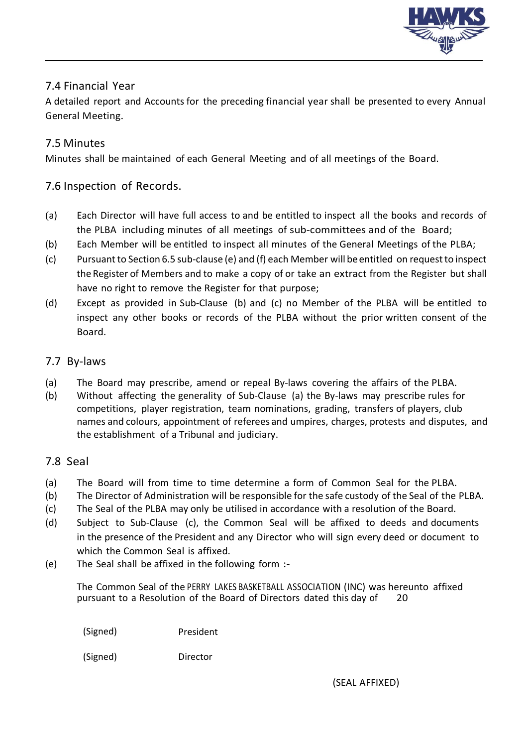## 7.4 Financial Year

A detailed report and Accounts for the preceding financial year shall be presented to every Annual General Meeting.

## 7.5 Minutes

Minutes shall be maintained of each General Meeting and of all meetings of the Board.

## 7.6 Inspection of Records.

(a) Each Director will have full access to and be entitled to inspect all the books and records of the PLBA including minutes of all meetings of sub-committees and of the Board;

(b) Each Member will be entitled to inspect all minutes of the General Meetings of the PLBA;

(c) Pursuant to Section 6.5 sub-clause (e) and (f) each Member will be entitled on request to inspect the Register of Members and to make a copy of or take an extract from the Register but shall have no right to remove the Register for that purpose;

(d) Except as provided in Sub-Clause (b) and (c) no Member of the PLBA will be entitled to inspect any other books or records of the PLBA without the prior written consent of the Board.

## 7.7 By-laws

(a) The Board may prescribe, amend or repeal By-laws covering the affairs of the PLBA.

(b) Without affecting the generality of Sub-Clause (a) the By-laws may prescribe rules for competitions, player registration, team nominations, grading, transfers of players, club names and colours, appointment of referees and umpires, charges, protests and disputes, and the establishment of a Tribunal and judiciary.

## 7.8 Seal

(a) The Board will from time to time determine a form of Common Seal for the PLBA.

(b) The Director of Administration will be responsible for the safe custody of the Seal of the PLBA.

(c) The Seal of the PLBA may only be utilised in accordance with a resolution of the Board.

(d) Subject to Sub-Clause (c), the Common Seal will be affixed to deeds and documents in the presence of the President and any Director who will sign every deed or document to which the Common Seal is affixed.

(e) The Seal shall be affixed in the following form :-

The Common Seal of the PERRY LAKES BASKETBALL ASSOCIATION (INC) was hereunto affixed pursuant to a Resolution of the Board of Directors dated this day of 20

(Signed) President

(Signed) Director

(SEAL AFFIXED)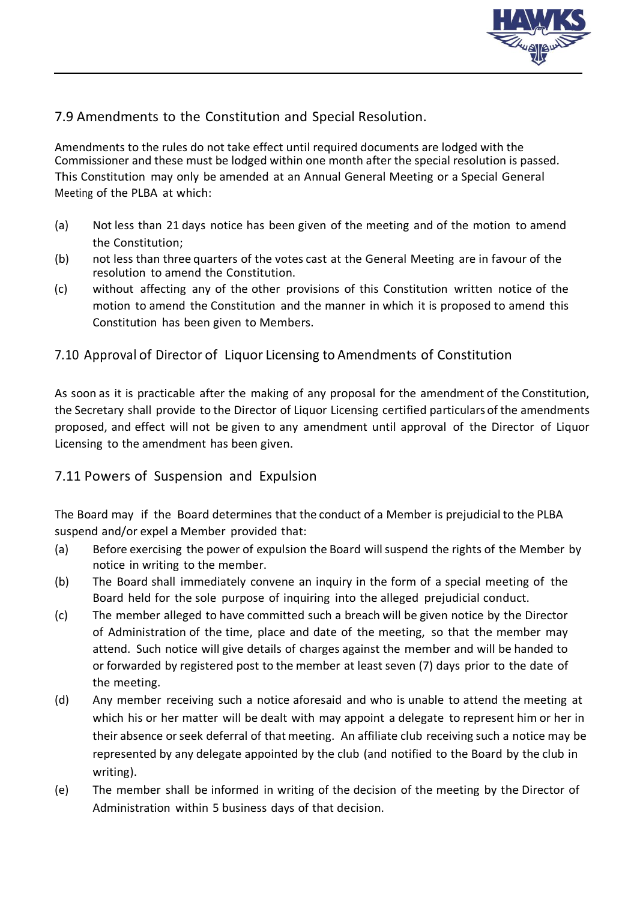## 7.9 Amendments to the Constitution and Special Resolution.

Amendments to the rules do not take effect until required documents are lodged with the Commissioner and these must be lodged within one month after the special resolution is passed. This Constitution may only be amended at an Annual General Meeting or a Special General Meeting of the PLBA at which:

(a) Not less than 21 days notice has been given of the meeting and of the motion to amend the Constitution;

(b) not less than three quarters of the votes cast at the General Meeting are in favour of the resolution to amend the Constitution.

(c) without affecting any of the other provisions of this Constitution written notice of the motion to amend the Constitution and the manner in which it is proposed to amend this Constitution has been given to Members.

## 7.10 Approval of Director of Liquor Licensing to Amendments of Constitution

As soon as it is practicable after the making of any proposal for the amendment of the Constitution, the Secretary shall provide to the Director of Liquor Licensing certified particulars of the amendments proposed, and effect will not be given to any amendment until approval of the Director of Liquor Licensing to the amendment has been given.

## 7.11 Powers of Suspension and Expulsion

The Board may if the Board determines that the conduct of a Member is prejudicial to the PLBA suspend and/or expel a Member provided that:

(a) Before exercising the power of expulsion the Board will suspend the rights of the Member by notice in writing to the member.

(b) The Board shall immediately convene an inquiry in the form of a special meeting of the Board held for the sole purpose of inquiring into the alleged prejudicial conduct.

(c) The member alleged to have committed such a breach will be given notice by the Director of Administration of the time, place and date of the meeting, so that the member may attend. Such notice will give details of charges against the member and will be handed to or forwarded by registered post to the member at least seven (7) days prior to the date of the meeting.

(d) Any member receiving such a notice aforesaid and who is unable to attend the meeting at which his or her matter will be dealt with may appoint a delegate to represent him or her in their absence or seek deferral of that meeting. An affiliate club receiving such a notice may be represented by any delegate appointed by the club (and notified to the Board by the club in writing).

(e) The member shall be informed in writing of the decision of the meeting by the Director of Administration within 5 business days of that decision.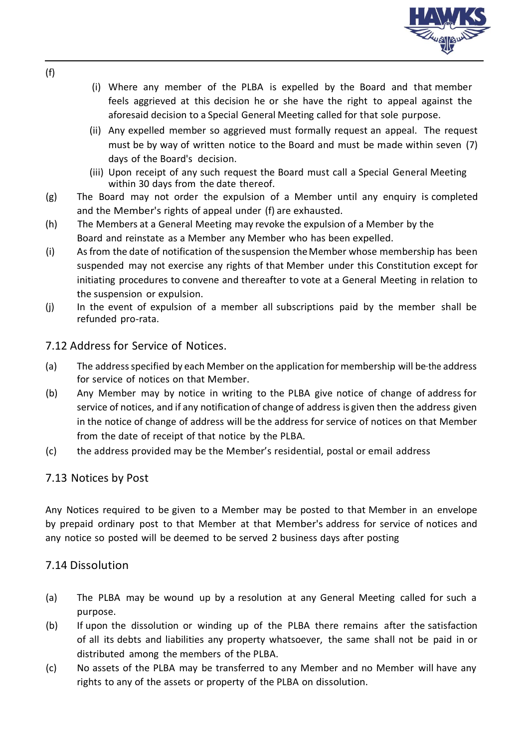(f)

(i) Where any member of the PLBA is expelled by the Board and that member feels aggrieved at this decision he or she have the right to appeal against the aforesaid decision to a Special General Meeting called for that sole purpose.

(ii) Any expelled member so aggrieved must formally request an appeal. The request must be by way of written notice to the Board and must be made within seven (7) days of the Board's decision.

(iii) Upon receipt of any such request the Board must call a Special General Meeting within 30 days from the date thereof.

(g) The Board may not order the expulsion of a Member until any enquiry is completed and the Member's rights of appeal under (f) are exhausted.

(h) The Members at a General Meeting may revoke the expulsion of a Member by the Board and reinstate as a Member any Member who has been expelled.

(i) As from the date of notification of the suspension the Member whose membership has been suspended may not exercise any rights of that Member under this Constitution except for initiating procedures to convene and thereafter to vote at a General Meeting in relation to the suspension or expulsion.

(j) In the event of expulsion of a member all subscriptions paid by the member shall be refunded pro-rata.

## 7.12 Address for Service of Notices.

(a) The address specified by each Member on the application for membership will be·the address for service of notices on that Member.

(b) Any Member may by notice in writing to the PLBA give notice of change of address for service of notices, and if any notification of change of address is given then the address given in the notice of change of address will be the address for service of notices on that Member from the date of receipt of that notice by the PLBA.

(c) the address provided may be the Member's residential, postal or email address

## 7.13 Notices by Post

Any Notices required to be given to a Member may be posted to that Member in an envelope by prepaid ordinary post to that Member at that Member's address for service of notices and any notice so posted will be deemed to be served 2 business days after posting

## 7.14 Dissolution

(a) The PLBA may be wound up by a resolution at any General Meeting called for such a purpose.

(b) If upon the dissolution or winding up of the PLBA there remains after the satisfaction of all its debts and liabilities any property whatsoever, the same shall not be paid in or distributed among the members of the PLBA.

(c) No assets of the PLBA may be transferred to any Member and no Member will have any rights to any of the assets or property of the PLBA on dissolution.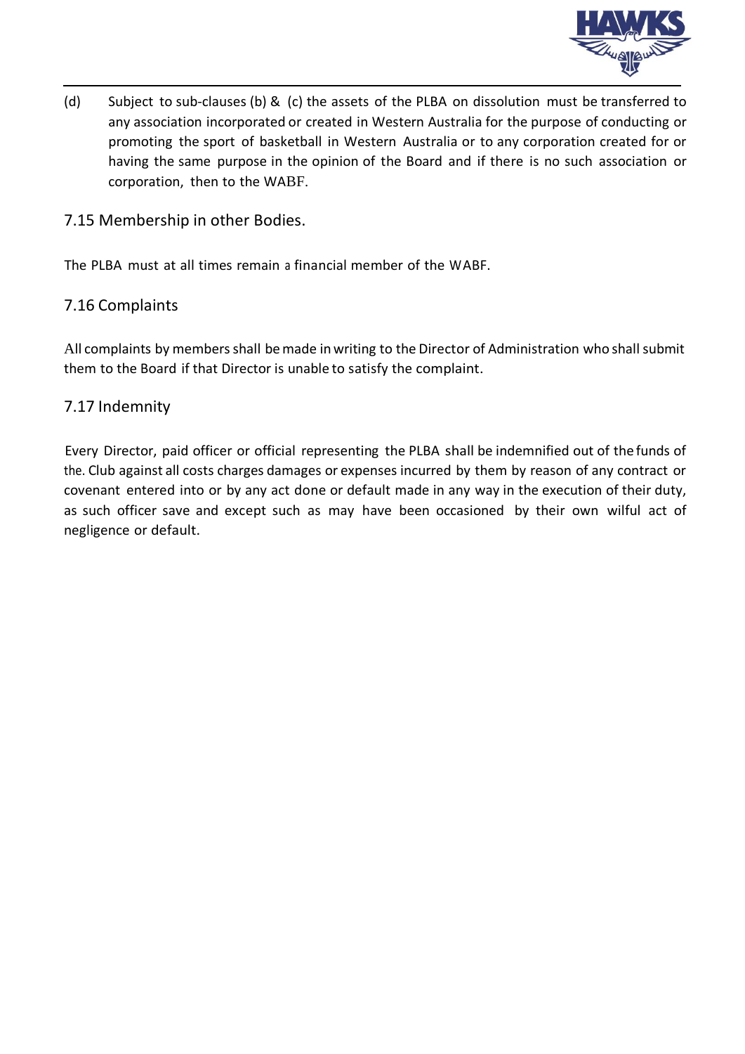(d) Subject to sub-clauses (b) & (c) the assets of the PLBA on dissolution must be transferred to any association incorporated or created in Western Australia for the purpose of conducting or promoting the sport of basketball in Western Australia or to any corporation created for or having the same purpose in the opinion of the Board and if there is no such association or corporation, then to the WABF.

## 7.15 Membership in other Bodies.

The PLBA must at all times remain a financial member of the WABF.

## 7.16 Complaints

All complaints by members shall be made in writing to the Director of Administration who shall submit them to the Board if that Director is unable to satisfy the complaint.

## 7.17 Indemnity

Every Director, paid officer or official representing the PLBA shall be indemnified out of the funds of the. Club against all costs charges damages or expenses incurred by them by reason of any contract or covenant entered into or by any act done or default made in any way in the execution of their duty, as such officer save and except such as may have been occasioned by their own wilful act of negligence or default.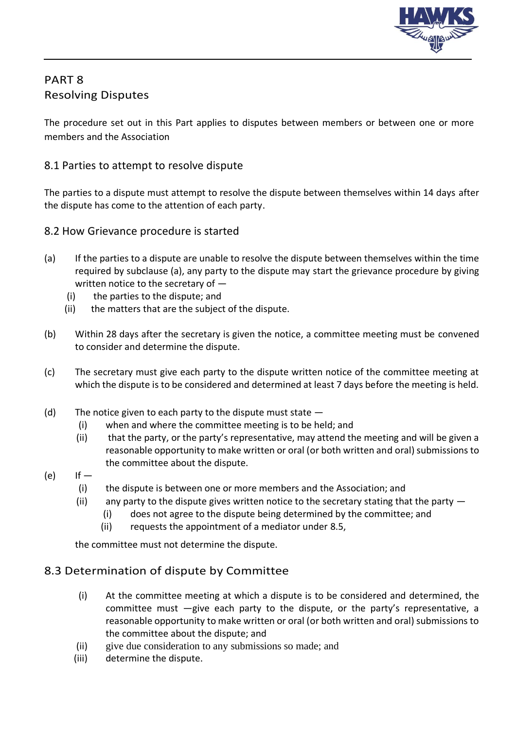# PART 8
## Resolving Disputes

The procedure set out in this Part applies to disputes between members or between one or more members and the Association

### 8.1 Parties to attempt to resolve dispute

The parties to a dispute must attempt to resolve the dispute between themselves within 14 days after the dispute has come to the attention of each party.

### 8.2 How Grievance procedure is started

(a) If the parties to a dispute are unable to resolve the dispute between themselves within the time required by subclause (a), any party to the dispute may start the grievance procedure by giving written notice to the secretary of —

- (i) the parties to the dispute; and
- (ii) the matters that are the subject of the dispute.

(b) Within 28 days after the secretary is given the notice, a committee meeting must be convened to consider and determine the dispute.

(c) The secretary must give each party to the dispute written notice of the committee meeting at which the dispute is to be considered and determined at least 7 days before the meeting is held.

(d) The notice given to each party to the dispute must state —

- (i) when and where the committee meeting is to be held; and
- (ii) that the party, or the party's representative, may attend the meeting and will be given a reasonable opportunity to make written or oral (or both written and oral) submissions to the committee about the dispute.

(e) If —

- (i) the dispute is between one or more members and the Association; and
- (ii) any party to the dispute gives written notice to the secretary stating that the party —
  - (i) does not agree to the dispute being determined by the committee; and
  - (ii) requests the appointment of a mediator under 8.5,

the committee must not determine the dispute.

### 8.3 Determination of dispute by Committee

- (i) At the committee meeting at which a dispute is to be considered and determined, the committee must —give each party to the dispute, or the party's representative, a reasonable opportunity to make written or oral (or both written and oral) submissions to the committee about the dispute; and
- (ii) give due consideration to any submissions so made; and
- (iii) determine the dispute.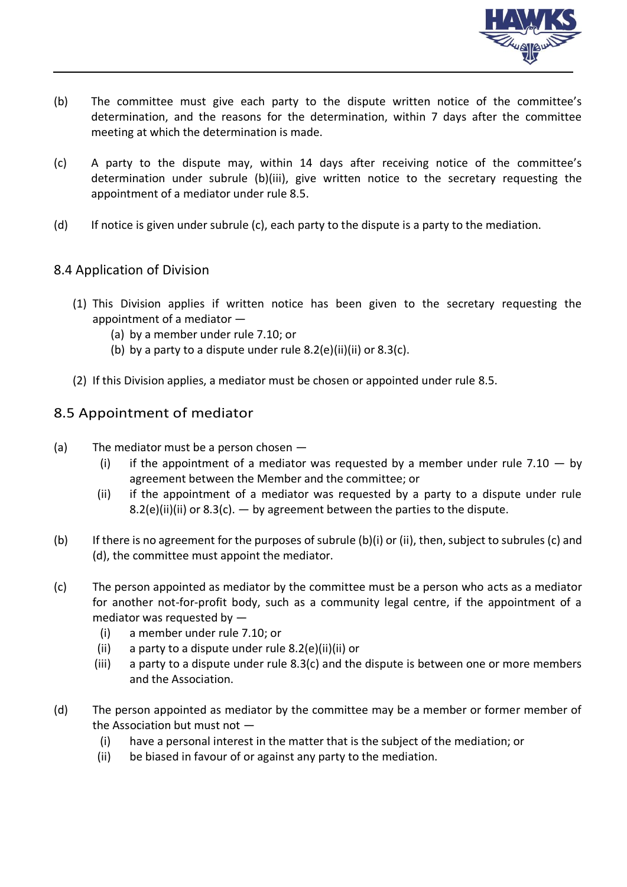(b) The committee must give each party to the dispute written notice of the committee's determination, and the reasons for the determination, within 7 days after the committee meeting at which the determination is made.

(c) A party to the dispute may, within 14 days after receiving notice of the committee's determination under subrule (b)(iii), give written notice to the secretary requesting the appointment of a mediator under rule 8.5.

(d) If notice is given under subrule (c), each party to the dispute is a party to the mediation.

## 8.4 Application of Division

(1) This Division applies if written notice has been given to the secretary requesting the appointment of a mediator —
   (a) by a member under rule 7.10; or
   (b) by a party to a dispute under rule 8.2(e)(ii)(ii) or 8.3(c).

(2) If this Division applies, a mediator must be chosen or appointed under rule 8.5.

## 8.5 Appointment of mediator

(a) The mediator must be a person chosen —
   (i) if the appointment of a mediator was requested by a member under rule 7.10 — by agreement between the Member and the committee; or
   (ii) if the appointment of a mediator was requested by a party to a dispute under rule 8.2(e)(ii)(ii) or 8.3(c). — by agreement between the parties to the dispute.

(b) If there is no agreement for the purposes of subrule (b)(i) or (ii), then, subject to subrules (c) and (d), the committee must appoint the mediator.

(c) The person appointed as mediator by the committee must be a person who acts as a mediator for another not-for-profit body, such as a community legal centre, if the appointment of a mediator was requested by —
   (i) a member under rule 7.10; or
   (ii) a party to a dispute under rule 8.2(e)(ii)(ii) or
   (iii) a party to a dispute under rule 8.3(c) and the dispute is between one or more members and the Association.

(d) The person appointed as mediator by the committee may be a member or former member of the Association but must not —
   (i) have a personal interest in the matter that is the subject of the mediation; or
   (ii) be biased in favour of or against any party to the mediation.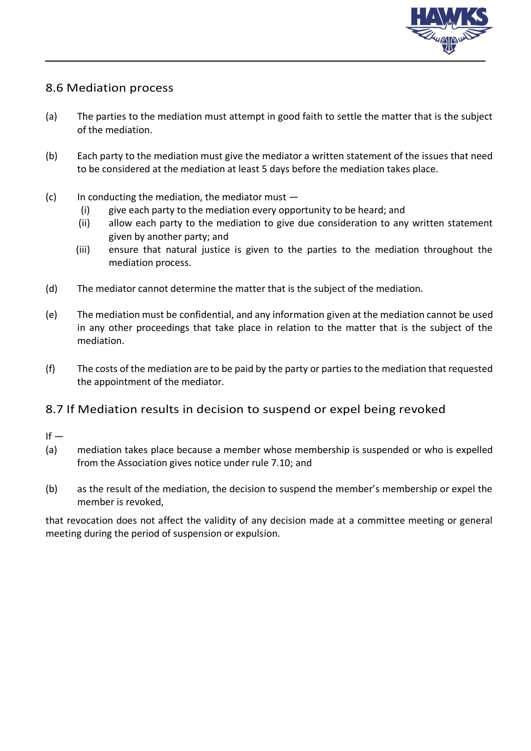## 8.6 Mediation process

(a) The parties to the mediation must attempt in good faith to settle the matter that is the subject of the mediation.

(b) Each party to the mediation must give the mediator a written statement of the issues that need to be considered at the mediation at least 5 days before the mediation takes place.

(c) In conducting the mediation, the mediator must —
   (i) give each party to the mediation every opportunity to be heard; and
   (ii) allow each party to the mediation to give due consideration to any written statement given by another party; and
   (iii) ensure that natural justice is given to the parties to the mediation throughout the mediation process.

(d) The mediator cannot determine the matter that is the subject of the mediation.

(e) The mediation must be confidential, and any information given at the mediation cannot be used in any other proceedings that take place in relation to the matter that is the subject of the mediation.

(f) The costs of the mediation are to be paid by the party or parties to the mediation that requested the appointment of the mediator.

## 8.7 If Mediation results in decision to suspend or expel being revoked

If —

(a) mediation takes place because a member whose membership is suspended or who is expelled from the Association gives notice under rule 7.10; and

(b) as the result of the mediation, the decision to suspend the member's membership or expel the member is revoked,

that revocation does not affect the validity of any decision made at a committee meeting or general meeting during the period of suspension or expulsion.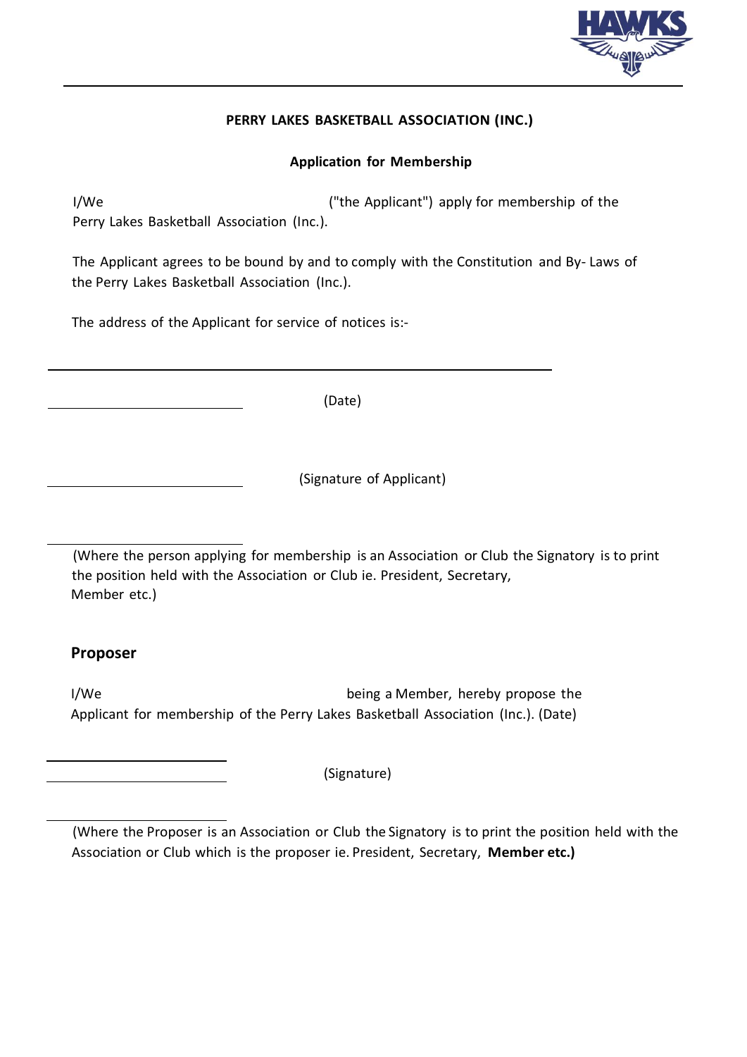**PERRY LAKES BASKETBALL ASSOCIATION (INC.)**

**Application for Membership**

I/We ("the Applicant") apply for membership of the Perry Lakes Basketball Association (Inc.).

The Applicant agrees to be bound by and to comply with the Constitution and By- Laws of the Perry Lakes Basketball Association (Inc.).

The address of the Applicant for service of notices is:-

______________________________________________

______________________ (Date)

______________________ (Signature of Applicant)

______________________

(Where the person applying for membership is an Association or Club the Signatory is to print the position held with the Association or Club ie. President, Secretary, Member etc.)

## Proposer

I/We being a Member, hereby propose the Applicant for membership of the Perry Lakes Basketball Association (Inc.). (Date)

______________________

______________________ (Signature)

______________________

(Where the Proposer is an Association or Club the Signatory is to print the position held with the Association or Club which is the proposer ie. President, Secretary, **Member etc.)**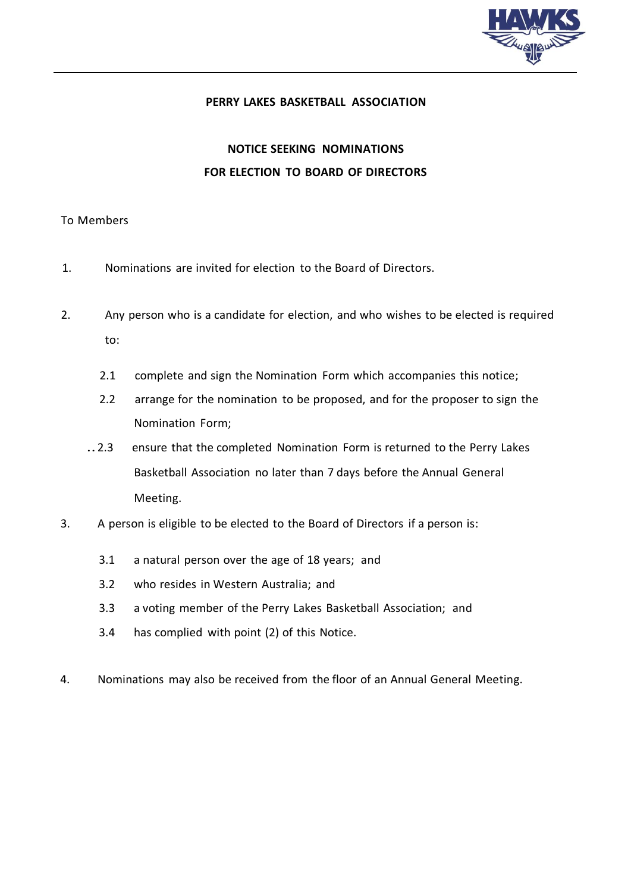**PERRY LAKES BASKETBALL ASSOCIATION**

**NOTICE SEEKING NOMINATIONS**
**FOR ELECTION TO BOARD OF DIRECTORS**

To Members

1. Nominations are invited for election to the Board of Directors.

2. Any person who is a candidate for election, and who wishes to be elected is required to:

    2.1 complete and sign the Nomination Form which accompanies this notice;

    2.2 arrange for the nomination to be proposed, and for the proposer to sign the Nomination Form;

    2.3 ensure that the completed Nomination Form is returned to the Perry Lakes Basketball Association no later than 7 days before the Annual General Meeting.

3. A person is eligible to be elected to the Board of Directors if a person is:

    3.1 a natural person over the age of 18 years; and

    3.2 who resides in Western Australia; and

    3.3 a voting member of the Perry Lakes Basketball Association; and

    3.4 has complied with point (2) of this Notice.

4. Nominations may also be received from the floor of an Annual General Meeting.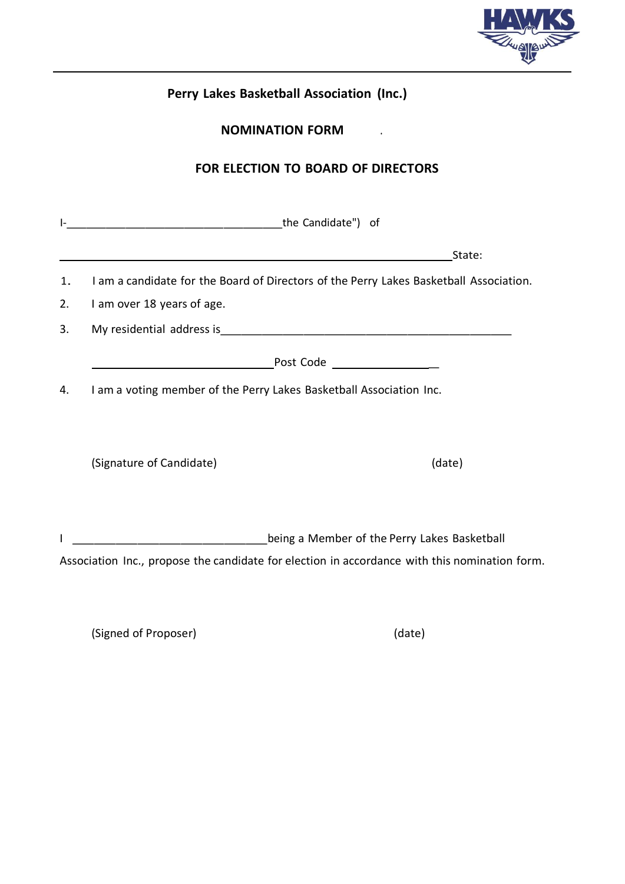**Perry Lakes Basketball Association (Inc.)**

**NOMINATION FORM**

**FOR ELECTION TO BOARD OF DIRECTORS**

I-____________________________________the Candidate") of

_________________________________________________________________State:

1. I am a candidate for the Board of Directors of the Perry Lakes Basketball Association.
2. I am over 18 years of age.
3. My residential address is_________________________________________________

   ______________________________Post Code ________________

4. I am a voting member of the Perry Lakes Basketball Association Inc.

(Signature of Candidate) (date)

I ________________________________being a Member of the Perry Lakes Basketball Association Inc., propose the candidate for election in accordance with this nomination form.

(Signed of Proposer) (date)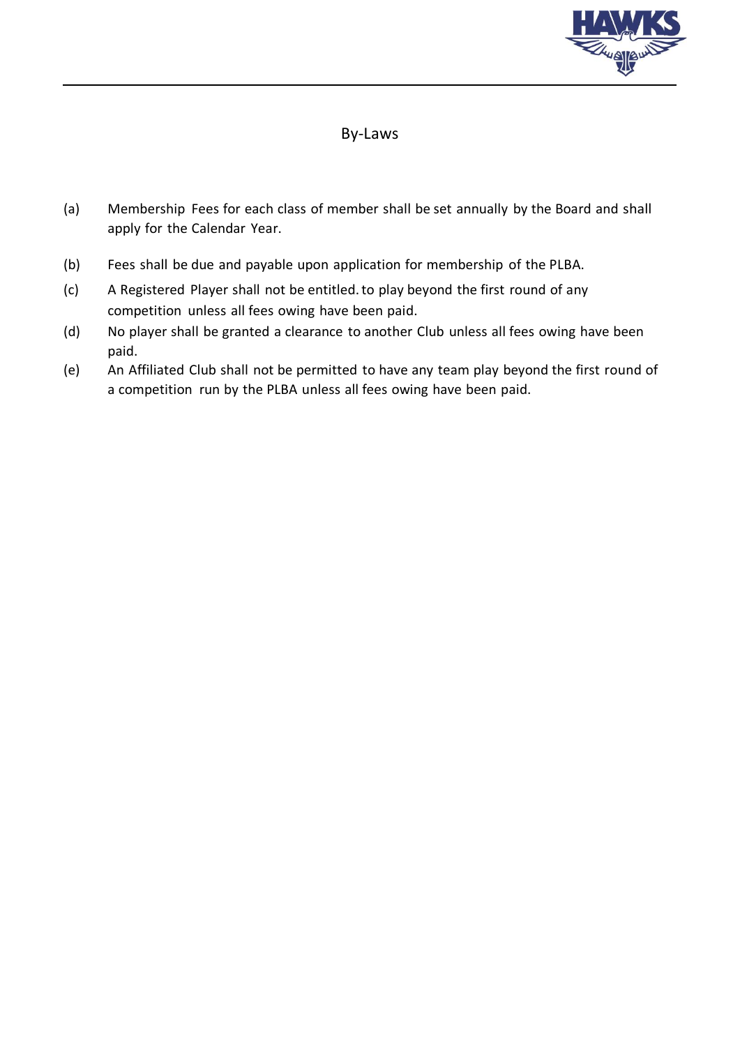# By-Laws

(a) Membership Fees for each class of member shall be set annually by the Board and shall apply for the Calendar Year.

(b) Fees shall be due and payable upon application for membership of the PLBA.

(c) A Registered Player shall not be entitled. to play beyond the first round of any competition unless all fees owing have been paid.

(d) No player shall be granted a clearance to another Club unless all fees owing have been paid.

(e) An Affiliated Club shall not be permitted to have any team play beyond the first round of a competition run by the PLBA unless all fees owing have been paid.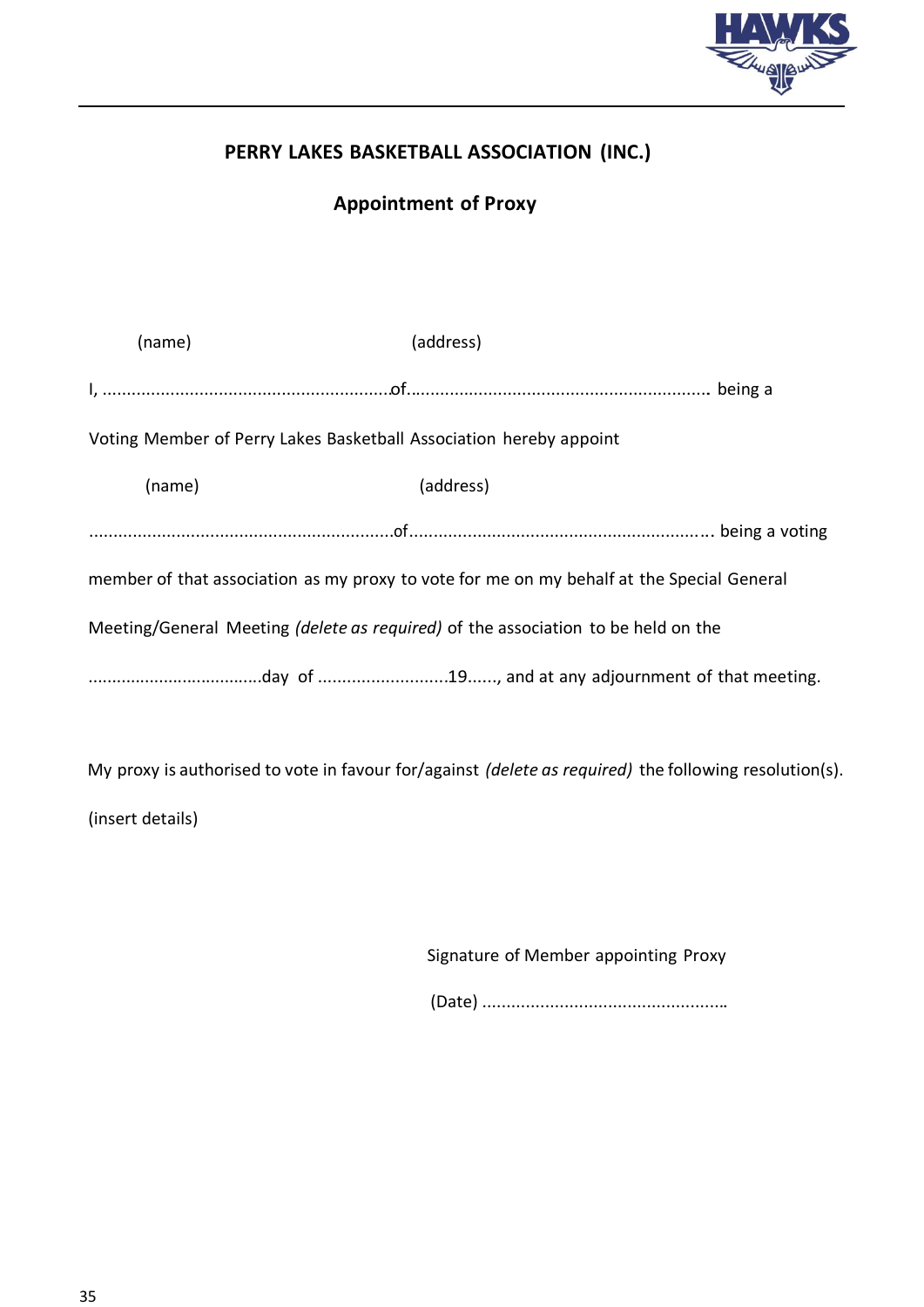# PERRY LAKES BASKETBALL ASSOCIATION (INC.)

## Appointment of Proxy

(name) (address)

I, ............................................................of.............................................................. being a

Voting Member of Perry Lakes Basketball Association hereby appoint

(name) (address)

..............................................................of.............................................................. being a voting

member of that association as my proxy to vote for me on my behalf at the Special General

Meeting/General Meeting *(delete as required)* of the association to be held on the

....................................day of ...........................19......, and at any adjournment of that meeting.

My proxy is authorised to vote in favour for/against *(delete as required)* the following resolution(s).

(insert details)

Signature of Member appointing Proxy

(Date) ..................................................